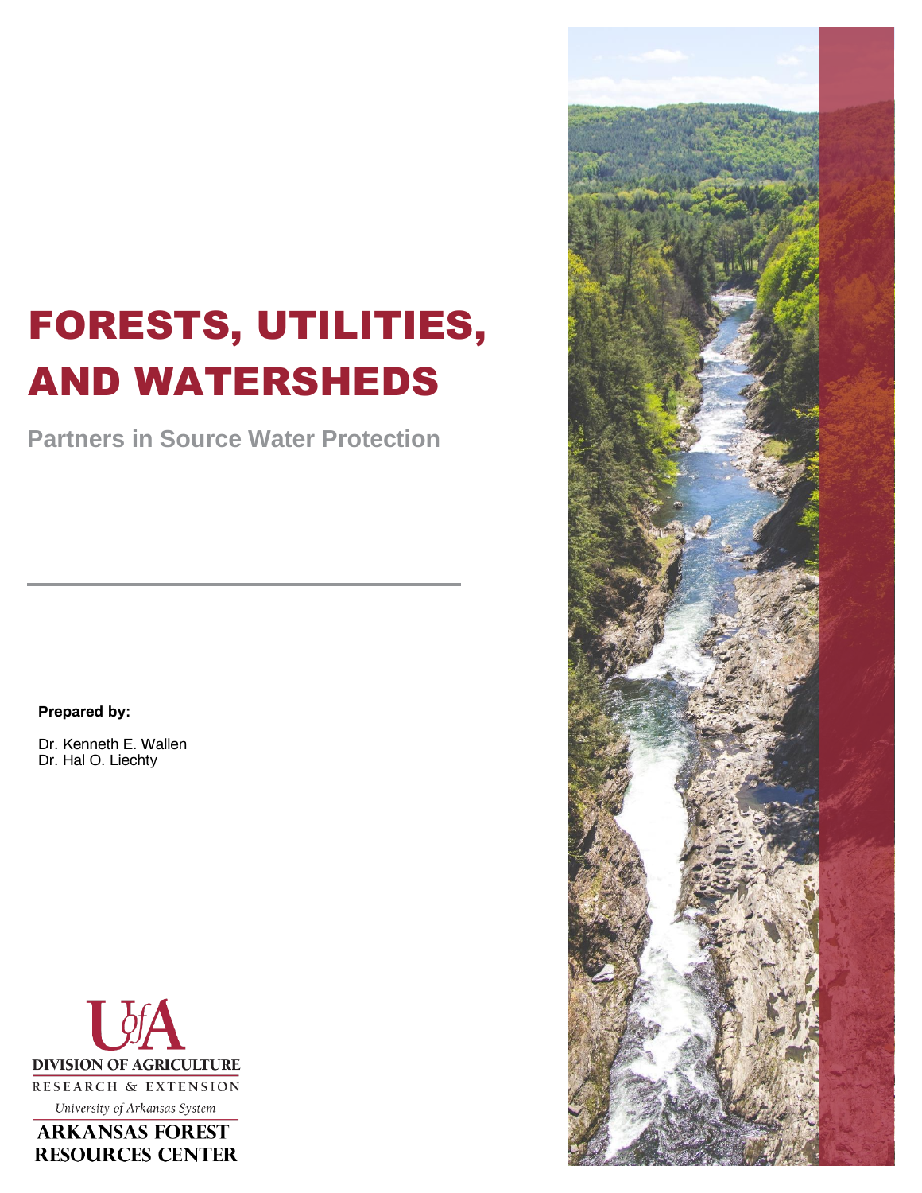# FORESTS, UTILITIES, AND WATERSHEDS

**Partners in Source Water Protection**

**Prepared by:**

Dr. Kenneth E. Wallen
Dr. Hal O. Liechty

DIVISION OF AGRICULTURE
RESEARCH & EXTENSION
*University of Arkansas System*
ARKANSAS FOREST RESOURCES CENTER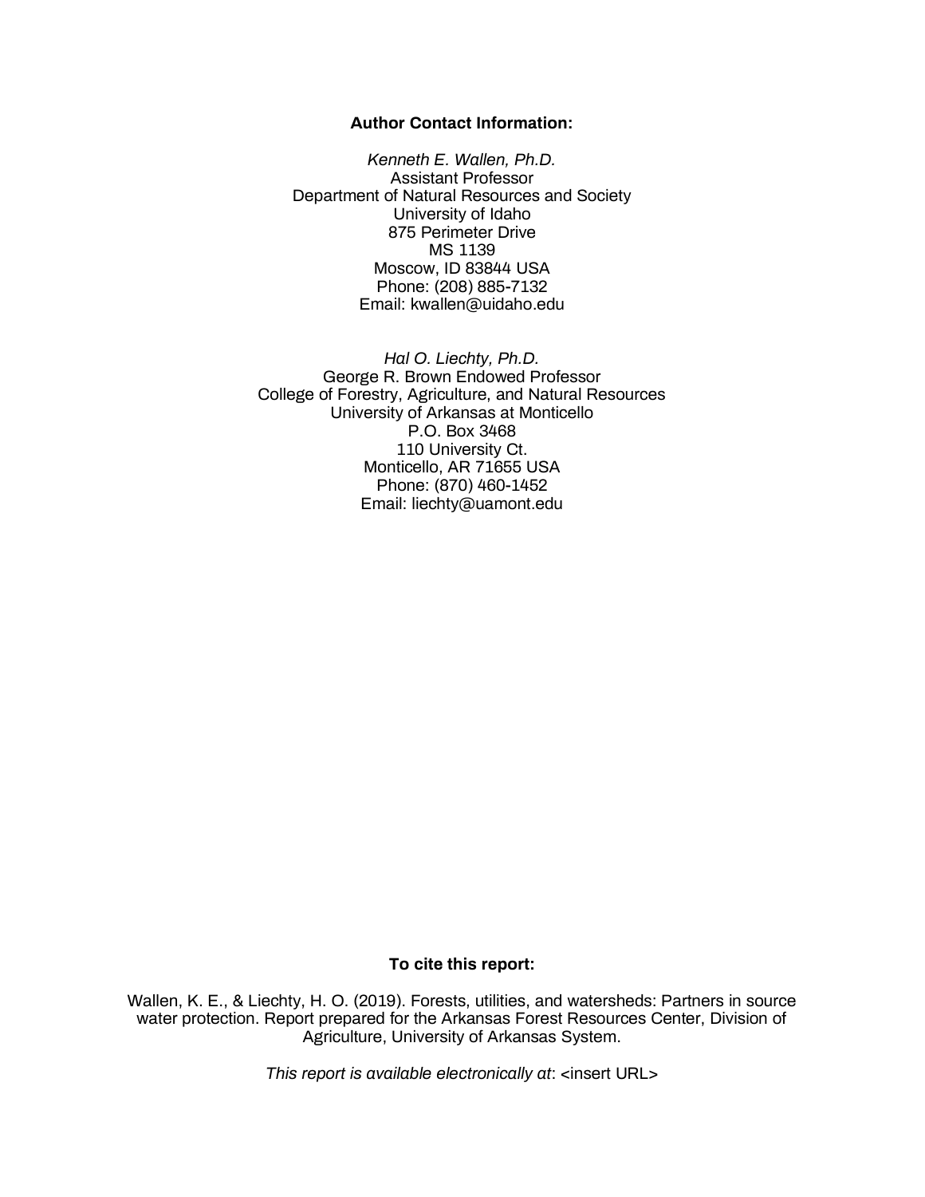**Author Contact Information:**

*Kenneth E. Wallen, Ph.D.*
Assistant Professor
Department of Natural Resources and Society
University of Idaho
875 Perimeter Drive
MS 1139
Moscow, ID 83844 USA
Phone: (208) 885-7132
Email: kwallen@uidaho.edu

*Hal O. Liechty, Ph.D.*
George R. Brown Endowed Professor
College of Forestry, Agriculture, and Natural Resources
University of Arkansas at Monticello
P.O. Box 3468
110 University Ct.
Monticello, AR 71655 USA
Phone: (870) 460-1452
Email: liechty@uamont.edu

**To cite this report:**

Wallen, K. E., & Liechty, H. O. (2019). Forests, utilities, and watersheds: Partners in source water protection. Report prepared for the Arkansas Forest Resources Center, Division of Agriculture, University of Arkansas System.

*This report is available electronically at*: <insert URL>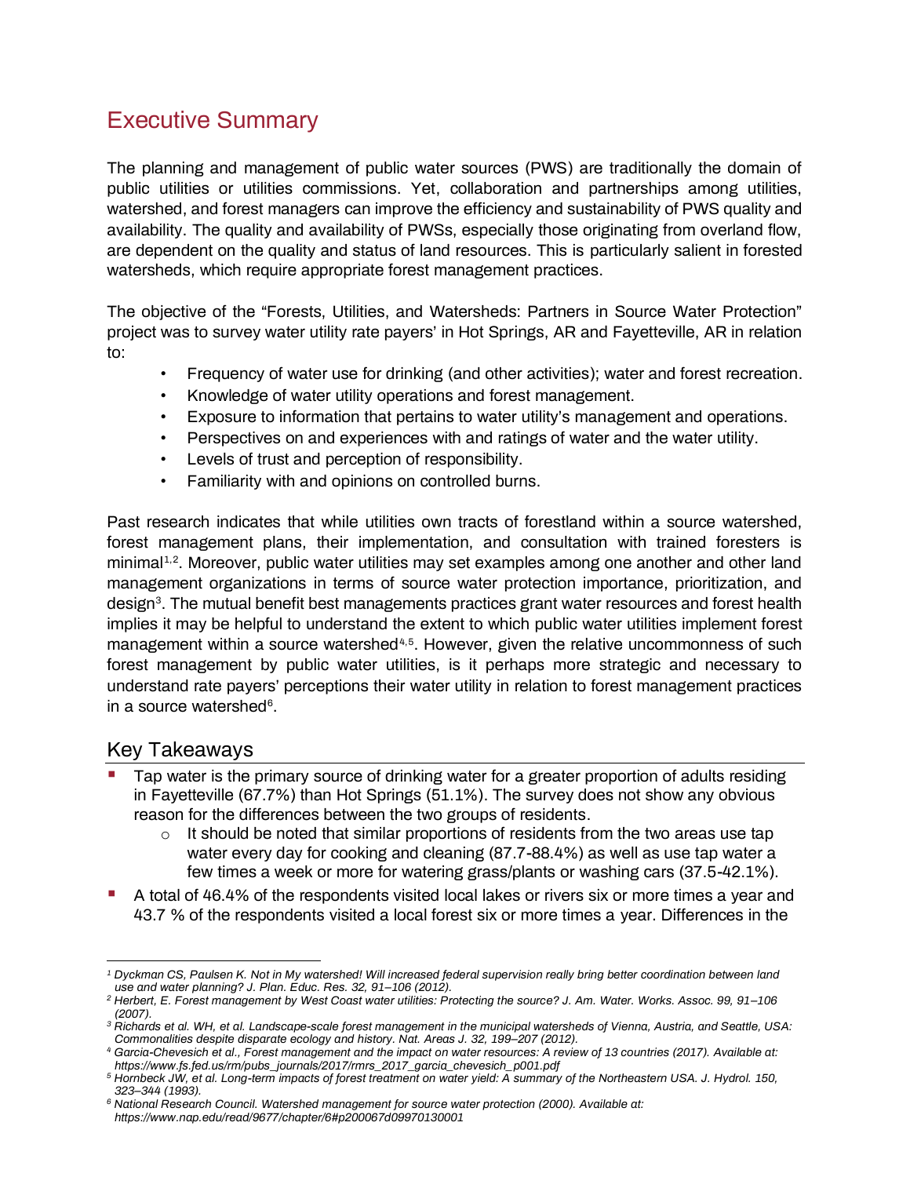# Executive Summary

The planning and management of public water sources (PWS) are traditionally the domain of public utilities or utilities commissions. Yet, collaboration and partnerships among utilities, watershed, and forest managers can improve the efficiency and sustainability of PWS quality and availability. The quality and availability of PWSs, especially those originating from overland flow, are dependent on the quality and status of land resources. This is particularly salient in forested watersheds, which require appropriate forest management practices.

The objective of the "Forests, Utilities, and Watersheds: Partners in Source Water Protection" project was to survey water utility rate payers' in Hot Springs, AR and Fayetteville, AR in relation to:

- Frequency of water use for drinking (and other activities); water and forest recreation.
- Knowledge of water utility operations and forest management.
- Exposure to information that pertains to water utility's management and operations.
- Perspectives on and experiences with and ratings of water and the water utility.
- Levels of trust and perception of responsibility.
- Familiarity with and opinions on controlled burns.

Past research indicates that while utilities own tracts of forestland within a source watershed, forest management plans, their implementation, and consultation with trained foresters is minimal[1,2]. Moreover, public water utilities may set examples among one another and other land management organizations in terms of source water protection importance, prioritization, and design[3]. The mutual benefit best managements practices grant water resources and forest health implies it may be helpful to understand the extent to which public water utilities implement forest management within a source watershed[4,5]. However, given the relative uncommonness of such forest management by public water utilities, is it perhaps more strategic and necessary to understand rate payers' perceptions their water utility in relation to forest management practices in a source watershed[6].

## Key Takeaways

- Tap water is the primary source of drinking water for a greater proportion of adults residing in Fayetteville (67.7%) than Hot Springs (51.1%). The survey does not show any obvious reason for the differences between the two groups of residents.
  - It should be noted that similar proportions of residents from the two areas use tap water every day for cooking and cleaning (87.7-88.4%) as well as use tap water a few times a week or more for watering grass/plants or washing cars (37.5-42.1%).
- A total of 46.4% of the respondents visited local lakes or rivers six or more times a year and 43.7 % of the respondents visited a local forest six or more times a year. Differences in the

---

[1] *Dyckman CS, Paulsen K. Not in My watershed! Will increased federal supervision really bring better coordination between land use and water planning? J. Plan. Educ. Res. 32, 91–106 (2012).*

[2] *Herbert, E. Forest management by West Coast water utilities: Protecting the source? J. Am. Water. Works. Assoc. 99, 91–106 (2007).*

[3] *Richards et al. WH, et al. Landscape-scale forest management in the municipal watersheds of Vienna, Austria, and Seattle, USA: Commonalities despite disparate ecology and history. Nat. Areas J. 32, 199–207 (2012).*

[4] *Garcia-Chevesich et al., Forest management and the impact on water resources: A review of 13 countries (2017). Available at: https://www.fs.fed.us/rm/pubs_journals/2017/rmrs_2017_garcia_chevesich_p001.pdf*

[5] *Hornbeck JW, et al. Long-term impacts of forest treatment on water yield: A summary of the Northeastern USA. J. Hydrol. 150, 323–344 (1993).*

[6] *National Research Council. Watershed management for source water protection (2000). Available at: https://www.nap.edu/read/9677/chapter/6#p200067d09970130001*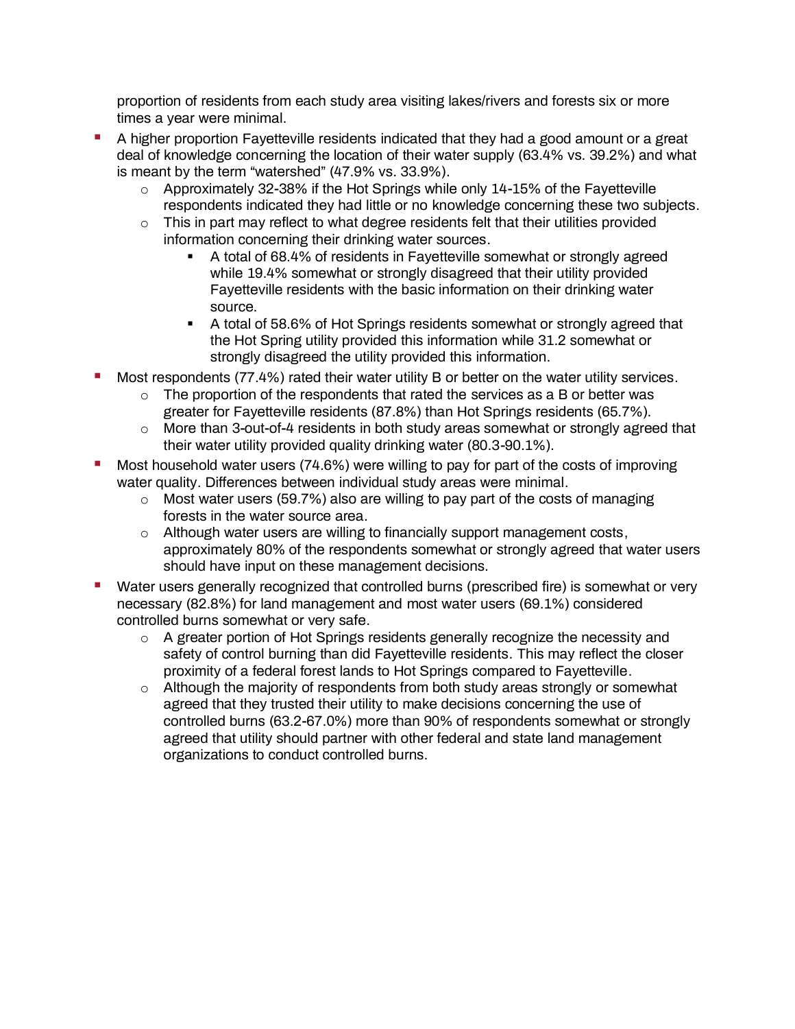proportion of residents from each study area visiting lakes/rivers and forests six or more times a year were minimal.

- A higher proportion Fayetteville residents indicated that they had a good amount or a great deal of knowledge concerning the location of their water supply (63.4% vs. 39.2%) and what is meant by the term "watershed" (47.9% vs. 33.9%).
  - Approximately 32-38% if the Hot Springs while only 14-15% of the Fayetteville respondents indicated they had little or no knowledge concerning these two subjects.
  - This in part may reflect to what degree residents felt that their utilities provided information concerning their drinking water sources.
    - A total of 68.4% of residents in Fayetteville somewhat or strongly agreed while 19.4% somewhat or strongly disagreed that their utility provided Fayetteville residents with the basic information on their drinking water source.
    - A total of 58.6% of Hot Springs residents somewhat or strongly agreed that the Hot Spring utility provided this information while 31.2 somewhat or strongly disagreed the utility provided this information.
- Most respondents (77.4%) rated their water utility B or better on the water utility services.
  - The proportion of the respondents that rated the services as a B or better was greater for Fayetteville residents (87.8%) than Hot Springs residents (65.7%).
  - More than 3-out-of-4 residents in both study areas somewhat or strongly agreed that their water utility provided quality drinking water (80.3-90.1%).
- Most household water users (74.6%) were willing to pay for part of the costs of improving water quality. Differences between individual study areas were minimal.
  - Most water users (59.7%) also are willing to pay part of the costs of managing forests in the water source area.
  - Although water users are willing to financially support management costs, approximately 80% of the respondents somewhat or strongly agreed that water users should have input on these management decisions.
- Water users generally recognized that controlled burns (prescribed fire) is somewhat or very necessary (82.8%) for land management and most water users (69.1%) considered controlled burns somewhat or very safe.
  - A greater portion of Hot Springs residents generally recognize the necessity and safety of control burning than did Fayetteville residents. This may reflect the closer proximity of a federal forest lands to Hot Springs compared to Fayetteville.
  - Although the majority of respondents from both study areas strongly or somewhat agreed that they trusted their utility to make decisions concerning the use of controlled burns (63.2-67.0%) more than 90% of respondents somewhat or strongly agreed that utility should partner with other federal and state land management organizations to conduct controlled burns.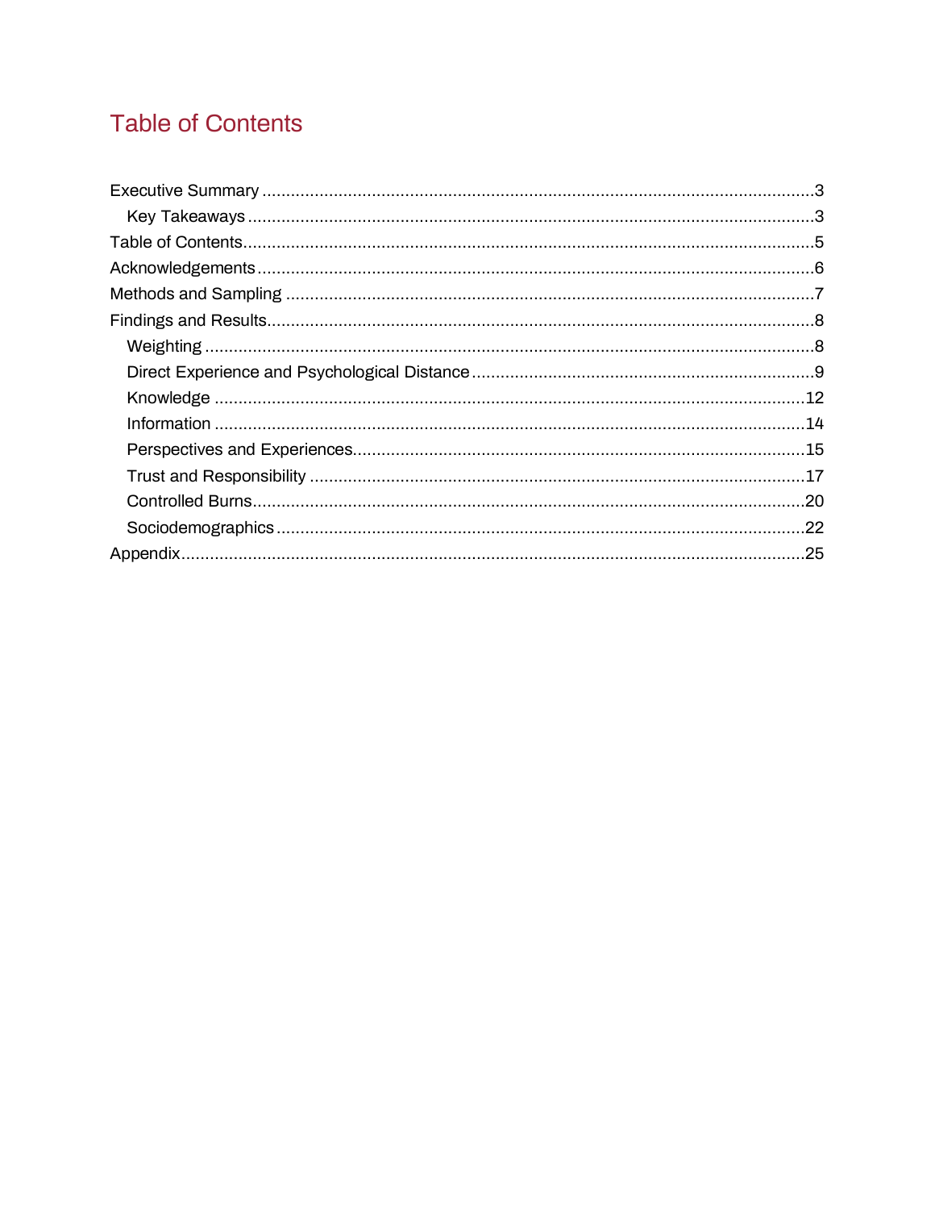# Table of Contents

- Executive Summary ........ 3
  - Key Takeaways ........ 3
- Table of Contents ........ 5
- Acknowledgements ........ 6
- Methods and Sampling ........ 7
- Findings and Results ........ 8
  - Weighting ........ 8
  - Direct Experience and Psychological Distance ........ 9
  - Knowledge ........ 12
  - Information ........ 14
  - Perspectives and Experiences ........ 15
  - Trust and Responsibility ........ 17
  - Controlled Burns ........ 20
  - Sociodemographics ........ 22
- Appendix ........ 25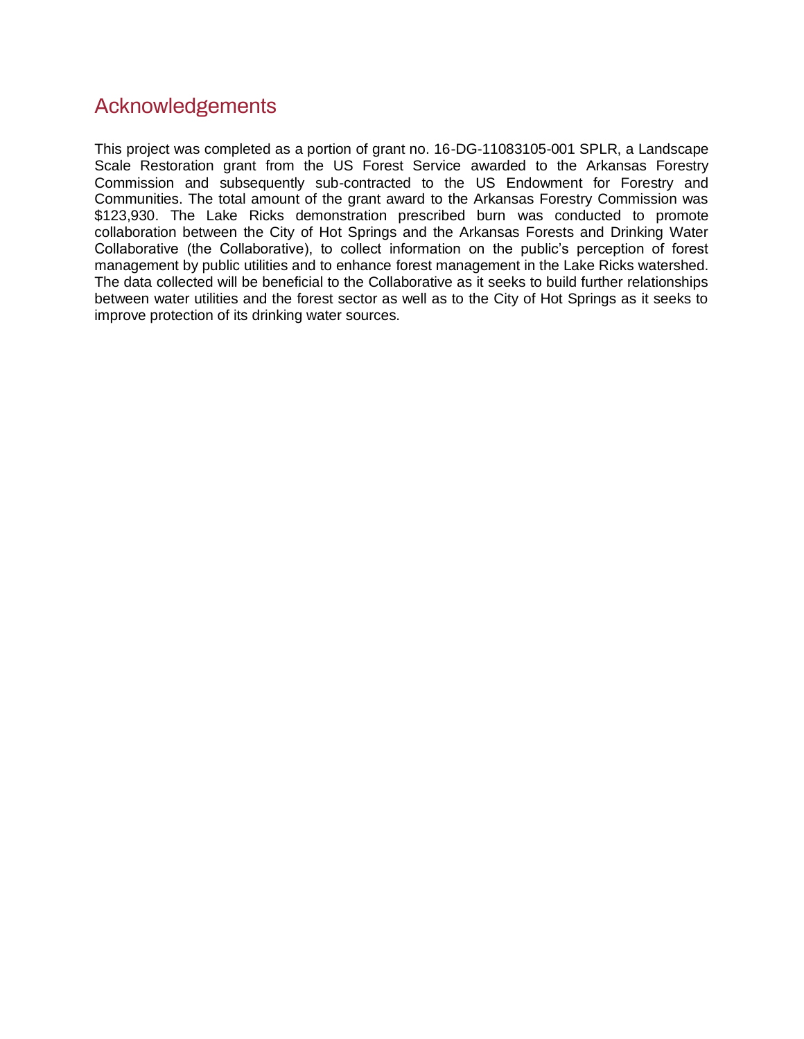## Acknowledgements

This project was completed as a portion of grant no. 16-DG-11083105-001 SPLR, a Landscape Scale Restoration grant from the US Forest Service awarded to the Arkansas Forestry Commission and subsequently sub-contracted to the US Endowment for Forestry and Communities. The total amount of the grant award to the Arkansas Forestry Commission was $123,930. The Lake Ricks demonstration prescribed burn was conducted to promote collaboration between the City of Hot Springs and the Arkansas Forests and Drinking Water Collaborative (the Collaborative), to collect information on the public's perception of forest management by public utilities and to enhance forest management in the Lake Ricks watershed. The data collected will be beneficial to the Collaborative as it seeks to build further relationships between water utilities and the forest sector as well as to the City of Hot Springs as it seeks to improve protection of its drinking water sources.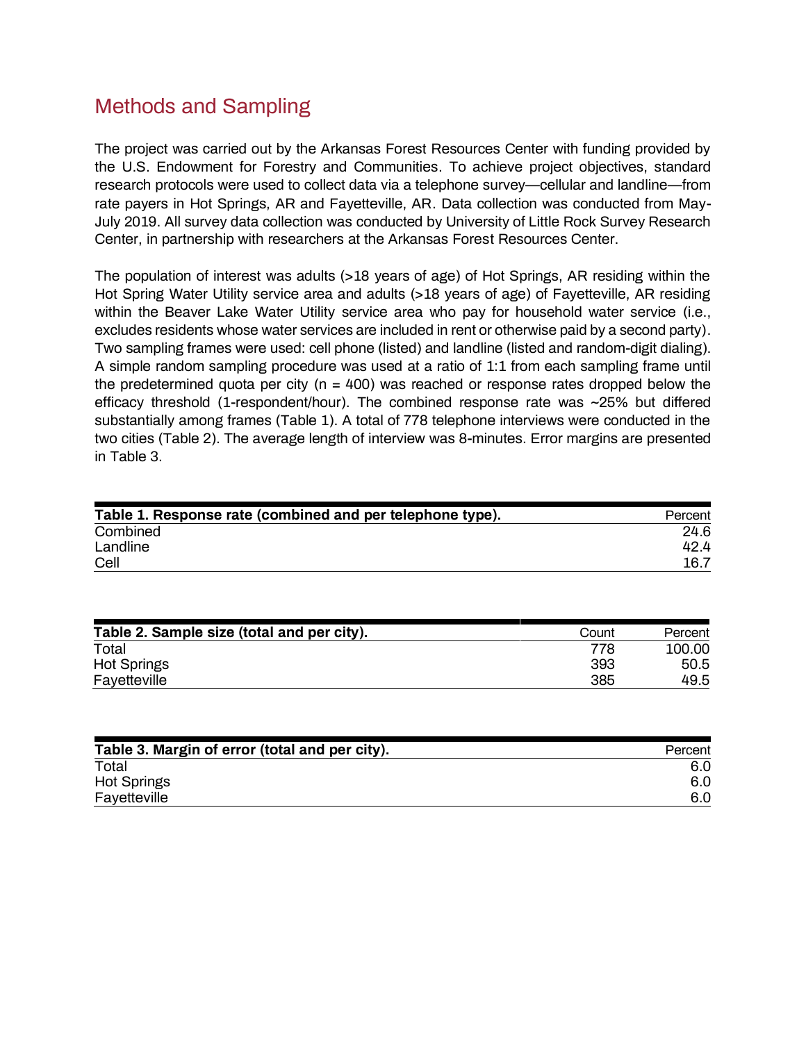## Methods and Sampling

The project was carried out by the Arkansas Forest Resources Center with funding provided by the U.S. Endowment for Forestry and Communities. To achieve project objectives, standard research protocols were used to collect data via a telephone survey—cellular and landline—from rate payers in Hot Springs, AR and Fayetteville, AR. Data collection was conducted from May-July 2019. All survey data collection was conducted by University of Little Rock Survey Research Center, in partnership with researchers at the Arkansas Forest Resources Center.

The population of interest was adults (>18 years of age) of Hot Springs, AR residing within the Hot Spring Water Utility service area and adults (>18 years of age) of Fayetteville, AR residing within the Beaver Lake Water Utility service area who pay for household water service (i.e., excludes residents whose water services are included in rent or otherwise paid by a second party). Two sampling frames were used: cell phone (listed) and landline (listed and random-digit dialing). A simple random sampling procedure was used at a ratio of 1:1 from each sampling frame until the predetermined quota per city (n = 400) was reached or response rates dropped below the efficacy threshold (1-respondent/hour). The combined response rate was ~25% but differed substantially among frames (Table 1). A total of 778 telephone interviews were conducted in the two cities (Table 2). The average length of interview was 8-minutes. Error margins are presented in Table 3.

| **Table 1. Response rate (combined and per telephone type).** | Percent |
|---|---|
| Combined | 24.6 |
| Landline | 42.4 |
| Cell | 16.7 |

| **Table 2. Sample size (total and per city).** | Count | Percent |
|---|---|---|
| Total | 778 | 100.00 |
| Hot Springs | 393 | 50.5 |
| Fayetteville | 385 | 49.5 |

| **Table 3. Margin of error (total and per city).** | Percent |
|---|---|
| Total | 6.0 |
| Hot Springs | 6.0 |
| Fayetteville | 6.0 |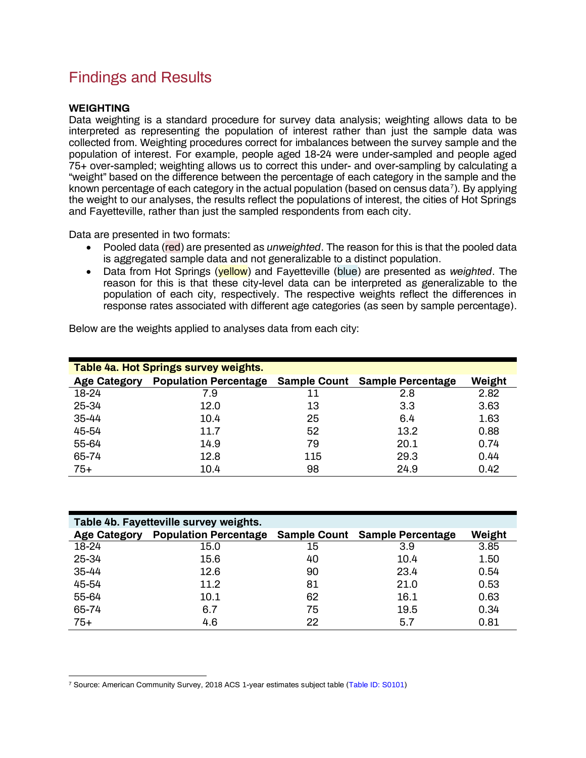# Findings and Results

**WEIGHTING**

Data weighting is a standard procedure for survey data analysis; weighting allows data to be interpreted as representing the population of interest rather than just the sample data was collected from. Weighting procedures correct for imbalances between the survey sample and the population of interest. For example, people aged 18-24 were under-sampled and people aged 75+ over-sampled; weighting allows us to correct this under- and over-sampling by calculating a "weight" based on the difference between the percentage of each category in the sample and the known percentage of each category in the actual population (based on census data[7]). By applying the weight to our analyses, the results reflect the populations of interest, the cities of Hot Springs and Fayetteville, rather than just the sampled respondents from each city.

Data are presented in two formats:

- Pooled data (red) are presented as *unweighted*. The reason for this is that the pooled data is aggregated sample data and not generalizable to a distinct population.
- Data from Hot Springs (yellow) and Fayetteville (blue) are presented as *weighted*. The reason for this is that these city-level data can be interpreted as generalizable to the population of each city, respectively. The respective weights reflect the differences in response rates associated with different age categories (as seen by sample percentage).

Below are the weights applied to analyses data from each city:

**Table 4a. Hot Springs survey weights.**

| Age Category | Population Percentage | Sample Count | Sample Percentage | Weight |
|---|---|---|---|---|
| 18-24 | 7.9 | 11 | 2.8 | 2.82 |
| 25-34 | 12.0 | 13 | 3.3 | 3.63 |
| 35-44 | 10.4 | 25 | 6.4 | 1.63 |
| 45-54 | 11.7 | 52 | 13.2 | 0.88 |
| 55-64 | 14.9 | 79 | 20.1 | 0.74 |
| 65-74 | 12.8 | 115 | 29.3 | 0.44 |
| 75+ | 10.4 | 98 | 24.9 | 0.42 |

**Table 4b. Fayetteville survey weights.**

| Age Category | Population Percentage | Sample Count | Sample Percentage | Weight |
|---|---|---|---|---|
| 18-24 | 15.0 | 15 | 3.9 | 3.85 |
| 25-34 | 15.6 | 40 | 10.4 | 1.50 |
| 35-44 | 12.6 | 90 | 23.4 | 0.54 |
| 45-54 | 11.2 | 81 | 21.0 | 0.53 |
| 55-64 | 10.1 | 62 | 16.1 | 0.63 |
| 65-74 | 6.7 | 75 | 19.5 | 0.34 |
| 75+ | 4.6 | 22 | 5.7 | 0.81 |

[7] Source: American Community Survey, 2018 ACS 1-year estimates subject table (Table ID: S0101)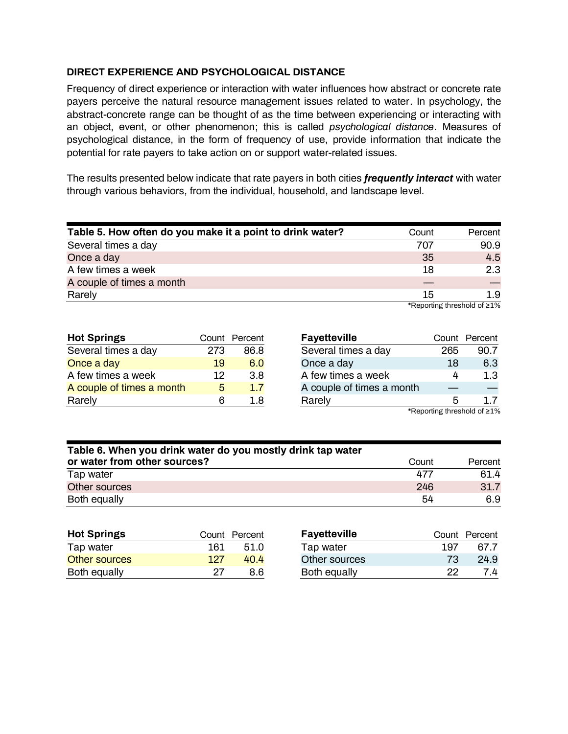## DIRECT EXPERIENCE AND PSYCHOLOGICAL DISTANCE

Frequency of direct experience or interaction with water influences how abstract or concrete rate payers perceive the natural resource management issues related to water. In psychology, the abstract-concrete range can be thought of as the time between experiencing or interacting with an object, event, or other phenomenon; this is called *psychological distance*. Measures of psychological distance, in the form of frequency of use, provide information that indicate the potential for rate payers to take action on or support water-related issues.

The results presented below indicate that rate payers in both cities ***frequently interact*** with water through various behaviors, from the individual, household, and landscape level.

| Table 5. How often do you make it a point to drink water? | Count | Percent |
|---|---|---|
| Several times a day | 707 | 90.9 |
| Once a day | 35 | 4.5 |
| A few times a week | 18 | 2.3 |
| A couple of times a month | — | — |
| Rarely | 15 | 1.9 |

*Reporting threshold of ≥1%

| Hot Springs | Count | Percent |
|---|---|---|
| Several times a day | 273 | 86.8 |
| Once a day | 19 | 6.0 |
| A few times a week | 12 | 3.8 |
| A couple of times a month | 5 | 1.7 |
| Rarely | 6 | 1.8 |

| Fayetteville | Count | Percent |
|---|---|---|
| Several times a day | 265 | 90.7 |
| Once a day | 18 | 6.3 |
| A few times a week | 4 | 1.3 |
| A couple of times a month | — | — |
| Rarely | 5 | 1.7 |

*Reporting threshold of ≥1%

| Table 6. When you drink water do you mostly drink tap water or water from other sources? | Count | Percent |
|---|---|---|
| Tap water | 477 | 61.4 |
| Other sources | 246 | 31.7 |
| Both equally | 54 | 6.9 |

| Hot Springs | Count | Percent |
|---|---|---|
| Tap water | 161 | 51.0 |
| Other sources | 127 | 40.4 |
| Both equally | 27 | 8.6 |

| Fayetteville | Count | Percent |
|---|---|---|
| Tap water | 197 | 67.7 |
| Other sources | 73 | 24.9 |
| Both equally | 22 | 7.4 |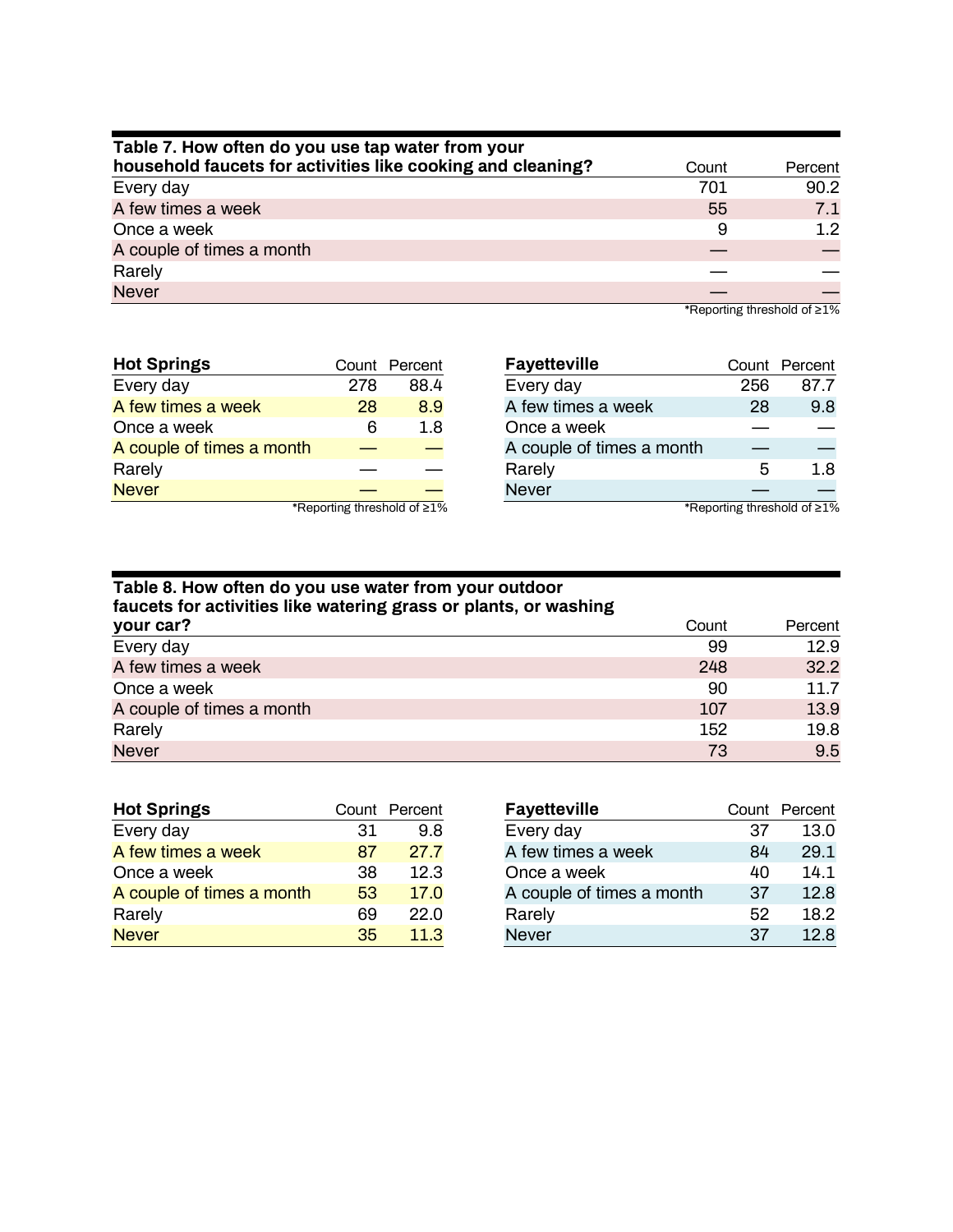| Table 7. How often do you use tap water from your household faucets for activities like cooking and cleaning? | Count | Percent |
|---|---|---|
| Every day | 701 | 90.2 |
| A few times a week | 55 | 7.1 |
| Once a week | 9 | 1.2 |
| A couple of times a month | — | — |
| Rarely | — | — |
| Never | — | — |

*Reporting threshold of ≥1%

| Hot Springs | Count | Percent |
|---|---|---|
| Every day | 278 | 88.4 |
| A few times a week | 28 | 8.9 |
| Once a week | 6 | 1.8 |
| A couple of times a month | — | — |
| Rarely | — | — |
| Never | — | — |

*Reporting threshold of ≥1%

| Fayetteville | Count | Percent |
|---|---|---|
| Every day | 256 | 87.7 |
| A few times a week | 28 | 9.8 |
| Once a week | — | — |
| A couple of times a month | — | — |
| Rarely | 5 | 1.8 |
| Never | — | — |

*Reporting threshold of ≥1%

| Table 8. How often do you use water from your outdoor faucets for activities like watering grass or plants, or washing your car? | Count | Percent |
|---|---|---|
| Every day | 99 | 12.9 |
| A few times a week | 248 | 32.2 |
| Once a week | 90 | 11.7 |
| A couple of times a month | 107 | 13.9 |
| Rarely | 152 | 19.8 |
| Never | 73 | 9.5 |

| Hot Springs | Count | Percent |
|---|---|---|
| Every day | 31 | 9.8 |
| A few times a week | 87 | 27.7 |
| Once a week | 38 | 12.3 |
| A couple of times a month | 53 | 17.0 |
| Rarely | 69 | 22.0 |
| Never | 35 | 11.3 |

| Fayetteville | Count | Percent |
|---|---|---|
| Every day | 37 | 13.0 |
| A few times a week | 84 | 29.1 |
| Once a week | 40 | 14.1 |
| A couple of times a month | 37 | 12.8 |
| Rarely | 52 | 18.2 |
| Never | 37 | 12.8 |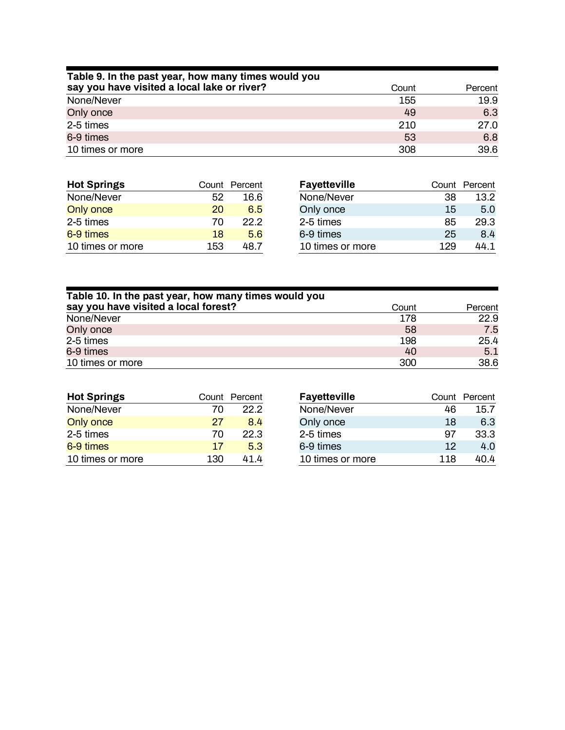| Table 9. In the past year, how many times would you say you have visited a local lake or river? | Count | Percent |
|---|---|---|
| None/Never | 155 | 19.9 |
| Only once | 49 | 6.3 |
| 2-5 times | 210 | 27.0 |
| 6-9 times | 53 | 6.8 |
| 10 times or more | 308 | 39.6 |

| Hot Springs | Count | Percent |
|---|---|---|
| None/Never | 52 | 16.6 |
| Only once | 20 | 6.5 |
| 2-5 times | 70 | 22.2 |
| 6-9 times | 18 | 5.6 |
| 10 times or more | 153 | 48.7 |

| Fayetteville | Count | Percent |
|---|---|---|
| None/Never | 38 | 13.2 |
| Only once | 15 | 5.0 |
| 2-5 times | 85 | 29.3 |
| 6-9 times | 25 | 8.4 |
| 10 times or more | 129 | 44.1 |

| Table 10. In the past year, how many times would you say you have visited a local forest? | Count | Percent |
|---|---|---|
| None/Never | 178 | 22.9 |
| Only once | 58 | 7.5 |
| 2-5 times | 198 | 25.4 |
| 6-9 times | 40 | 5.1 |
| 10 times or more | 300 | 38.6 |

| Hot Springs | Count | Percent |
|---|---|---|
| None/Never | 70 | 22.2 |
| Only once | 27 | 8.4 |
| 2-5 times | 70 | 22.3 |
| 6-9 times | 17 | 5.3 |
| 10 times or more | 130 | 41.4 |

| Fayetteville | Count | Percent |
|---|---|---|
| None/Never | 46 | 15.7 |
| Only once | 18 | 6.3 |
| 2-5 times | 97 | 33.3 |
| 6-9 times | 12 | 4.0 |
| 10 times or more | 118 | 40.4 |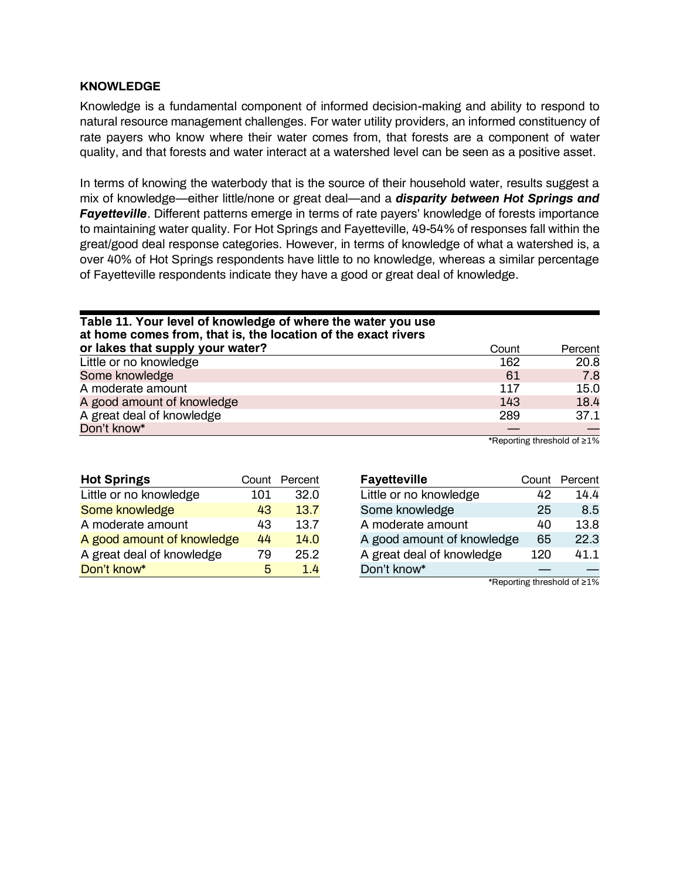## KNOWLEDGE

Knowledge is a fundamental component of informed decision-making and ability to respond to natural resource management challenges. For water utility providers, an informed constituency of rate payers who know where their water comes from, that forests are a component of water quality, and that forests and water interact at a watershed level can be seen as a positive asset.

In terms of knowing the waterbody that is the source of their household water, results suggest a mix of knowledge—either little/none or great deal—and a ***disparity between Hot Springs and Fayetteville***. Different patterns emerge in terms of rate payers' knowledge of forests importance to maintaining water quality. For Hot Springs and Fayetteville, 49-54% of responses fall within the great/good deal response categories. However, in terms of knowledge of what a watershed is, a over 40% of Hot Springs respondents have little to no knowledge, whereas a similar percentage of Fayetteville respondents indicate they have a good or great deal of knowledge.

| **Table 11. Your level of knowledge of where the water you use at home comes from, that is, the location of the exact rivers or lakes that supply your water?** | Count | Percent |
|---|---|---|
| Little or no knowledge | 162 | 20.8 |
| Some knowledge | 61 | 7.8 |
| A moderate amount | 117 | 15.0 |
| A good amount of knowledge | 143 | 18.4 |
| A great deal of knowledge | 289 | 37.1 |
| Don't know* | — | — |

*Reporting threshold of ≥1%

| **Hot Springs** | Count | Percent |
|---|---|---|
| Little or no knowledge | 101 | 32.0 |
| Some knowledge | 43 | 13.7 |
| A moderate amount | 43 | 13.7 |
| A good amount of knowledge | 44 | 14.0 |
| A great deal of knowledge | 79 | 25.2 |
| Don't know* | 5 | 1.4 |

| **Fayetteville** | Count | Percent |
|---|---|---|
| Little or no knowledge | 42 | 14.4 |
| Some knowledge | 25 | 8.5 |
| A moderate amount | 40 | 13.8 |
| A good amount of knowledge | 65 | 22.3 |
| A great deal of knowledge | 120 | 41.1 |
| Don't know* | — | — |

*Reporting threshold of ≥1%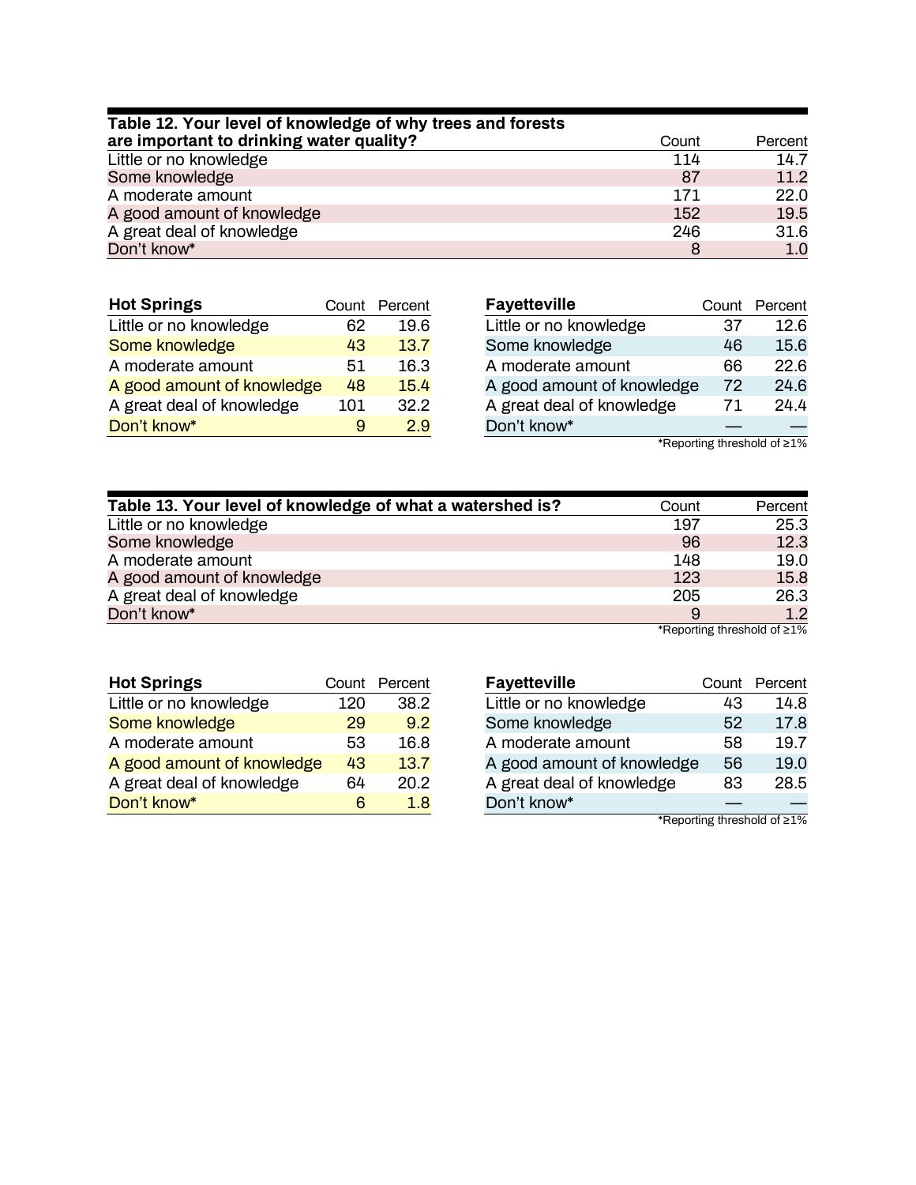| Table 12. Your level of knowledge of why trees and forests are important to drinking water quality? | Count | Percent |
|---|---|---|
| Little or no knowledge | 114 | 14.7 |
| Some knowledge | 87 | 11.2 |
| A moderate amount | 171 | 22.0 |
| A good amount of knowledge | 152 | 19.5 |
| A great deal of knowledge | 246 | 31.6 |
| Don't know* | 8 | 1.0 |

| Hot Springs | Count | Percent |
|---|---|---|
| Little or no knowledge | 62 | 19.6 |
| Some knowledge | 43 | 13.7 |
| A moderate amount | 51 | 16.3 |
| A good amount of knowledge | 48 | 15.4 |
| A great deal of knowledge | 101 | 32.2 |
| Don't know* | 9 | 2.9 |

| Fayetteville | Count | Percent |
|---|---|---|
| Little or no knowledge | 37 | 12.6 |
| Some knowledge | 46 | 15.6 |
| A moderate amount | 66 | 22.6 |
| A good amount of knowledge | 72 | 24.6 |
| A great deal of knowledge | 71 | 24.4 |
| Don't know* | — | — |

*Reporting threshold of ≥1%

| Table 13. Your level of knowledge of what a watershed is? | Count | Percent |
|---|---|---|
| Little or no knowledge | 197 | 25.3 |
| Some knowledge | 96 | 12.3 |
| A moderate amount | 148 | 19.0 |
| A good amount of knowledge | 123 | 15.8 |
| A great deal of knowledge | 205 | 26.3 |
| Don't know* | 9 | 1.2 |

*Reporting threshold of ≥1%

| Hot Springs | Count | Percent |
|---|---|---|
| Little or no knowledge | 120 | 38.2 |
| Some knowledge | 29 | 9.2 |
| A moderate amount | 53 | 16.8 |
| A good amount of knowledge | 43 | 13.7 |
| A great deal of knowledge | 64 | 20.2 |
| Don't know* | 6 | 1.8 |

| Fayetteville | Count | Percent |
|---|---|---|
| Little or no knowledge | 43 | 14.8 |
| Some knowledge | 52 | 17.8 |
| A moderate amount | 58 | 19.7 |
| A good amount of knowledge | 56 | 19.0 |
| A great deal of knowledge | 83 | 28.5 |
| Don't know* | — | — |

*Reporting threshold of ≥1%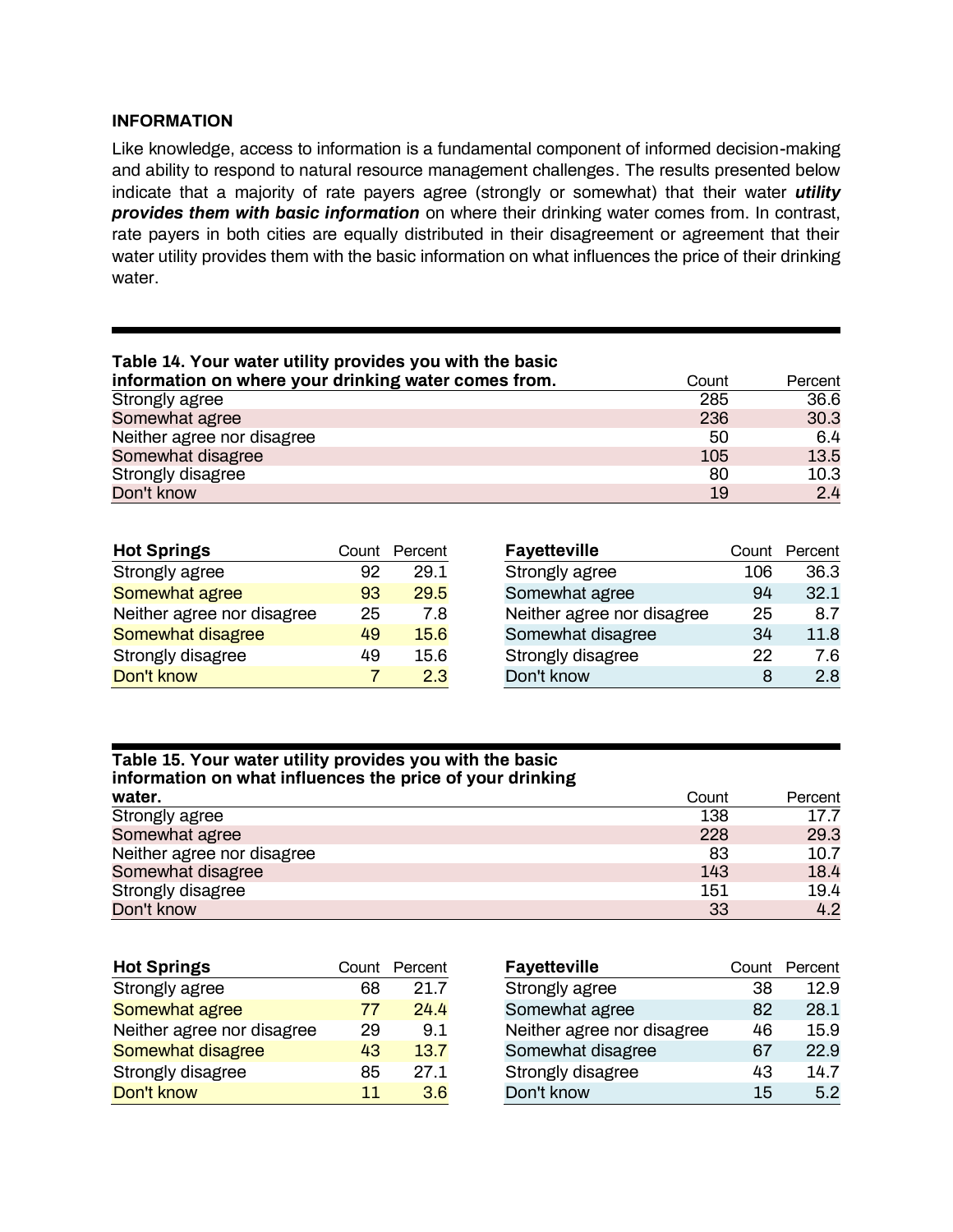### INFORMATION

Like knowledge, access to information is a fundamental component of informed decision-making and ability to respond to natural resource management challenges. The results presented below indicate that a majority of rate payers agree (strongly or somewhat) that their water ***utility provides them with basic information*** on where their drinking water comes from. In contrast, rate payers in both cities are equally distributed in their disagreement or agreement that their water utility provides them with the basic information on what influences the price of their drinking water.

**Table 14. Your water utility provides you with the basic information on where your drinking water comes from.**

| | Count | Percent |
|---|---|---|
| Strongly agree | 285 | 36.6 |
| Somewhat agree | 236 | 30.3 |
| Neither agree nor disagree | 50 | 6.4 |
| Somewhat disagree | 105 | 13.5 |
| Strongly disagree | 80 | 10.3 |
| Don't know | 19 | 2.4 |

| Hot Springs | Count | Percent |
|---|---|---|
| Strongly agree | 92 | 29.1 |
| Somewhat agree | 93 | 29.5 |
| Neither agree nor disagree | 25 | 7.8 |
| Somewhat disagree | 49 | 15.6 |
| Strongly disagree | 49 | 15.6 |
| Don't know | 7 | 2.3 |

| Fayetteville | Count | Percent |
|---|---|---|
| Strongly agree | 106 | 36.3 |
| Somewhat agree | 94 | 32.1 |
| Neither agree nor disagree | 25 | 8.7 |
| Somewhat disagree | 34 | 11.8 |
| Strongly disagree | 22 | 7.6 |
| Don't know | 8 | 2.8 |

**Table 15. Your water utility provides you with the basic information on what influences the price of your drinking water.**

| | Count | Percent |
|---|---|---|
| Strongly agree | 138 | 17.7 |
| Somewhat agree | 228 | 29.3 |
| Neither agree nor disagree | 83 | 10.7 |
| Somewhat disagree | 143 | 18.4 |
| Strongly disagree | 151 | 19.4 |
| Don't know | 33 | 4.2 |

| Hot Springs | Count | Percent |
|---|---|---|
| Strongly agree | 68 | 21.7 |
| Somewhat agree | 77 | 24.4 |
| Neither agree nor disagree | 29 | 9.1 |
| Somewhat disagree | 43 | 13.7 |
| Strongly disagree | 85 | 27.1 |
| Don't know | 11 | 3.6 |

| Fayetteville | Count | Percent |
|---|---|---|
| Strongly agree | 38 | 12.9 |
| Somewhat agree | 82 | 28.1 |
| Neither agree nor disagree | 46 | 15.9 |
| Somewhat disagree | 67 | 22.9 |
| Strongly disagree | 43 | 14.7 |
| Don't know | 15 | 5.2 |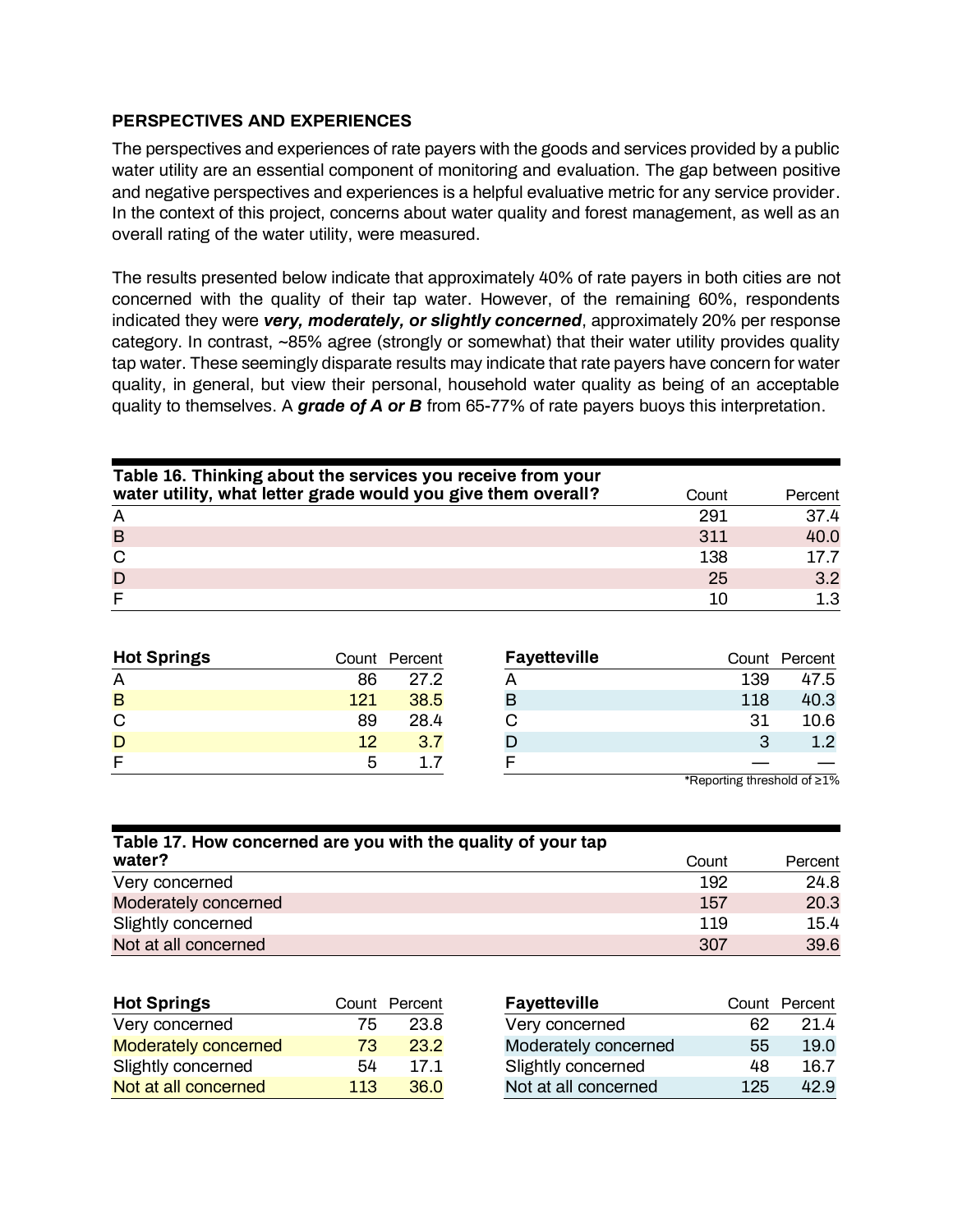**PERSPECTIVES AND EXPERIENCES**

The perspectives and experiences of rate payers with the goods and services provided by a public water utility are an essential component of monitoring and evaluation. The gap between positive and negative perspectives and experiences is a helpful evaluative metric for any service provider. In the context of this project, concerns about water quality and forest management, as well as an overall rating of the water utility, were measured.

The results presented below indicate that approximately 40% of rate payers in both cities are not concerned with the quality of their tap water. However, of the remaining 60%, respondents indicated they were ***very, moderately, or slightly concerned***, approximately 20% per response category. In contrast, ~85% agree (strongly or somewhat) that their water utility provides quality tap water. These seemingly disparate results may indicate that rate payers have concern for water quality, in general, but view their personal, household water quality as being of an acceptable quality to themselves. A ***grade of A or B*** from 65-77% of rate payers buoys this interpretation.

| **Table 16. Thinking about the services you receive from your water utility, what letter grade would you give them overall?** | Count | Percent |
|---|---|---|
| A | 291 | 37.4 |
| B | 311 | 40.0 |
| C | 138 | 17.7 |
| D | 25 | 3.2 |
| F | 10 | 1.3 |

| **Hot Springs** | Count | Percent |
|---|---|---|
| A | 86 | 27.2 |
| B | 121 | 38.5 |
| C | 89 | 28.4 |
| D | 12 | 3.7 |
| F | 5 | 1.7 |

| **Fayetteville** | Count | Percent |
|---|---|---|
| A | 139 | 47.5 |
| B | 118 | 40.3 |
| C | 31 | 10.6 |
| D | 3 | 1.2 |
| F | — | — |

*Reporting threshold of ≥1%

| **Table 17. How concerned are you with the quality of your tap water?** | Count | Percent |
|---|---|---|
| Very concerned | 192 | 24.8 |
| Moderately concerned | 157 | 20.3 |
| Slightly concerned | 119 | 15.4 |
| Not at all concerned | 307 | 39.6 |

| **Hot Springs** | Count | Percent |
|---|---|---|
| Very concerned | 75 | 23.8 |
| Moderately concerned | 73 | 23.2 |
| Slightly concerned | 54 | 17.1 |
| Not at all concerned | 113 | 36.0 |

| **Fayetteville** | Count | Percent |
|---|---|---|
| Very concerned | 62 | 21.4 |
| Moderately concerned | 55 | 19.0 |
| Slightly concerned | 48 | 16.7 |
| Not at all concerned | 125 | 42.9 |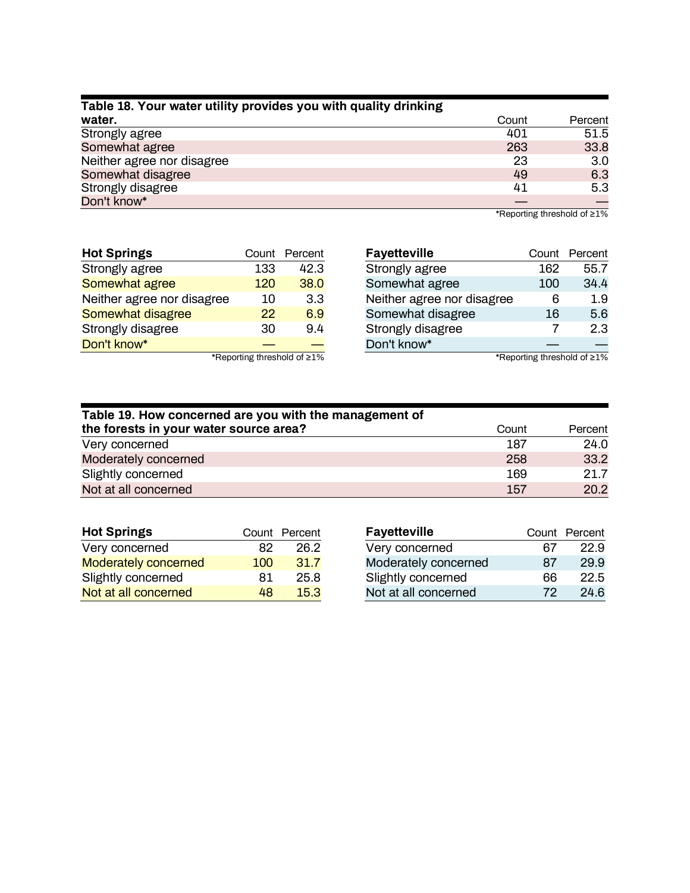**Table 18. Your water utility provides you with quality drinking water.**

| | Count | Percent |
|---|---|---|
| Strongly agree | 401 | 51.5 |
| Somewhat agree | 263 | 33.8 |
| Neither agree nor disagree | 23 | 3.0 |
| Somewhat disagree | 49 | 6.3 |
| Strongly disagree | 41 | 5.3 |
| Don't know* | — | — |

*Reporting threshold of ≥1%

| Hot Springs | Count | Percent |
|---|---|---|
| Strongly agree | 133 | 42.3 |
| Somewhat agree | 120 | 38.0 |
| Neither agree nor disagree | 10 | 3.3 |
| Somewhat disagree | 22 | 6.9 |
| Strongly disagree | 30 | 9.4 |
| Don't know* | — | — |

*Reporting threshold of ≥1%

| Fayetteville | Count | Percent |
|---|---|---|
| Strongly agree | 162 | 55.7 |
| Somewhat agree | 100 | 34.4 |
| Neither agree nor disagree | 6 | 1.9 |
| Somewhat disagree | 16 | 5.6 |
| Strongly disagree | 7 | 2.3 |
| Don't know* | — | — |

*Reporting threshold of ≥1%

**Table 19. How concerned are you with the management of the forests in your water source area?**

| | Count | Percent |
|---|---|---|
| Very concerned | 187 | 24.0 |
| Moderately concerned | 258 | 33.2 |
| Slightly concerned | 169 | 21.7 |
| Not at all concerned | 157 | 20.2 |

| Hot Springs | Count | Percent |
|---|---|---|
| Very concerned | 82 | 26.2 |
| Moderately concerned | 100 | 31.7 |
| Slightly concerned | 81 | 25.8 |
| Not at all concerned | 48 | 15.3 |

| Fayetteville | Count | Percent |
|---|---|---|
| Very concerned | 67 | 22.9 |
| Moderately concerned | 87 | 29.9 |
| Slightly concerned | 66 | 22.5 |
| Not at all concerned | 72 | 24.6 |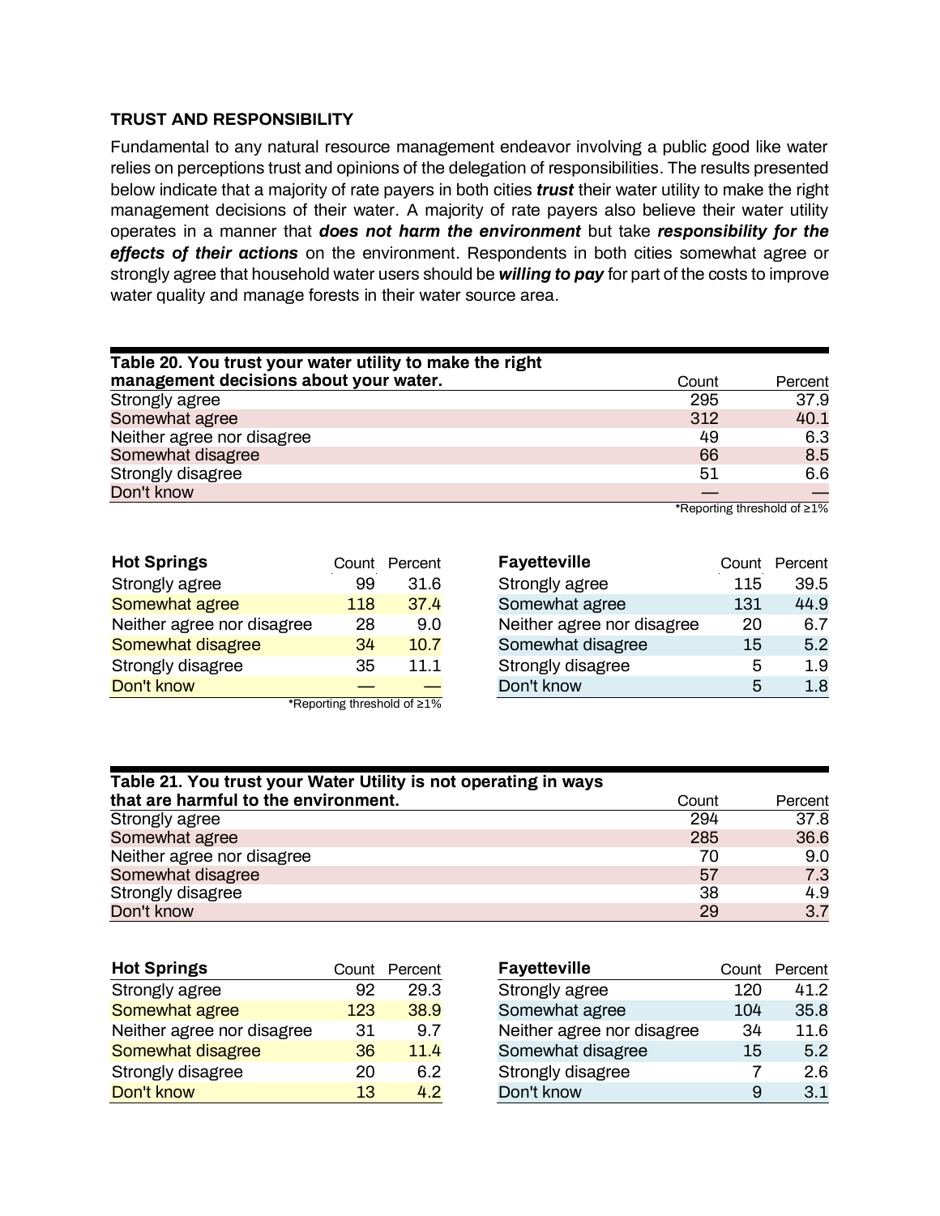## TRUST AND RESPONSIBILITY

Fundamental to any natural resource management endeavor involving a public good like water relies on perceptions trust and opinions of the delegation of responsibilities. The results presented below indicate that a majority of rate payers in both cities ***trust*** their water utility to make the right management decisions of their water. A majority of rate payers also believe their water utility operates in a manner that ***does not harm the environment*** but take ***responsibility for the effects of their actions*** on the environment. Respondents in both cities somewhat agree or strongly agree that household water users should be ***willing to pay*** for part of the costs to improve water quality and manage forests in their water source area.

**Table 20. You trust your water utility to make the right management decisions about your water.**

| | Count | Percent |
|---|---|---|
| Strongly agree | 295 | 37.9 |
| Somewhat agree | 312 | 40.1 |
| Neither agree nor disagree | 49 | 6.3 |
| Somewhat disagree | 66 | 8.5 |
| Strongly disagree | 51 | 6.6 |
| Don't know | — | — |

*Reporting threshold of ≥1%

| Hot Springs | Count | Percent |
|---|---|---|
| Strongly agree | 99 | 31.6 |
| Somewhat agree | 118 | 37.4 |
| Neither agree nor disagree | 28 | 9.0 |
| Somewhat disagree | 34 | 10.7 |
| Strongly disagree | 35 | 11.1 |
| Don't know | — | — |

*Reporting threshold of ≥1%

| Fayetteville | Count | Percent |
|---|---|---|
| Strongly agree | 115 | 39.5 |
| Somewhat agree | 131 | 44.9 |
| Neither agree nor disagree | 20 | 6.7 |
| Somewhat disagree | 15 | 5.2 |
| Strongly disagree | 5 | 1.9 |
| Don't know | 5 | 1.8 |

**Table 21. You trust your Water Utility is not operating in ways that are harmful to the environment.**

| | Count | Percent |
|---|---|---|
| Strongly agree | 294 | 37.8 |
| Somewhat agree | 285 | 36.6 |
| Neither agree nor disagree | 70 | 9.0 |
| Somewhat disagree | 57 | 7.3 |
| Strongly disagree | 38 | 4.9 |
| Don't know | 29 | 3.7 |

| Hot Springs | Count | Percent |
|---|---|---|
| Strongly agree | 92 | 29.3 |
| Somewhat agree | 123 | 38.9 |
| Neither agree nor disagree | 31 | 9.7 |
| Somewhat disagree | 36 | 11.4 |
| Strongly disagree | 20 | 6.2 |
| Don't know | 13 | 4.2 |

| Fayetteville | Count | Percent |
|---|---|---|
| Strongly agree | 120 | 41.2 |
| Somewhat agree | 104 | 35.8 |
| Neither agree nor disagree | 34 | 11.6 |
| Somewhat disagree | 15 | 5.2 |
| Strongly disagree | 7 | 2.6 |
| Don't know | 9 | 3.1 |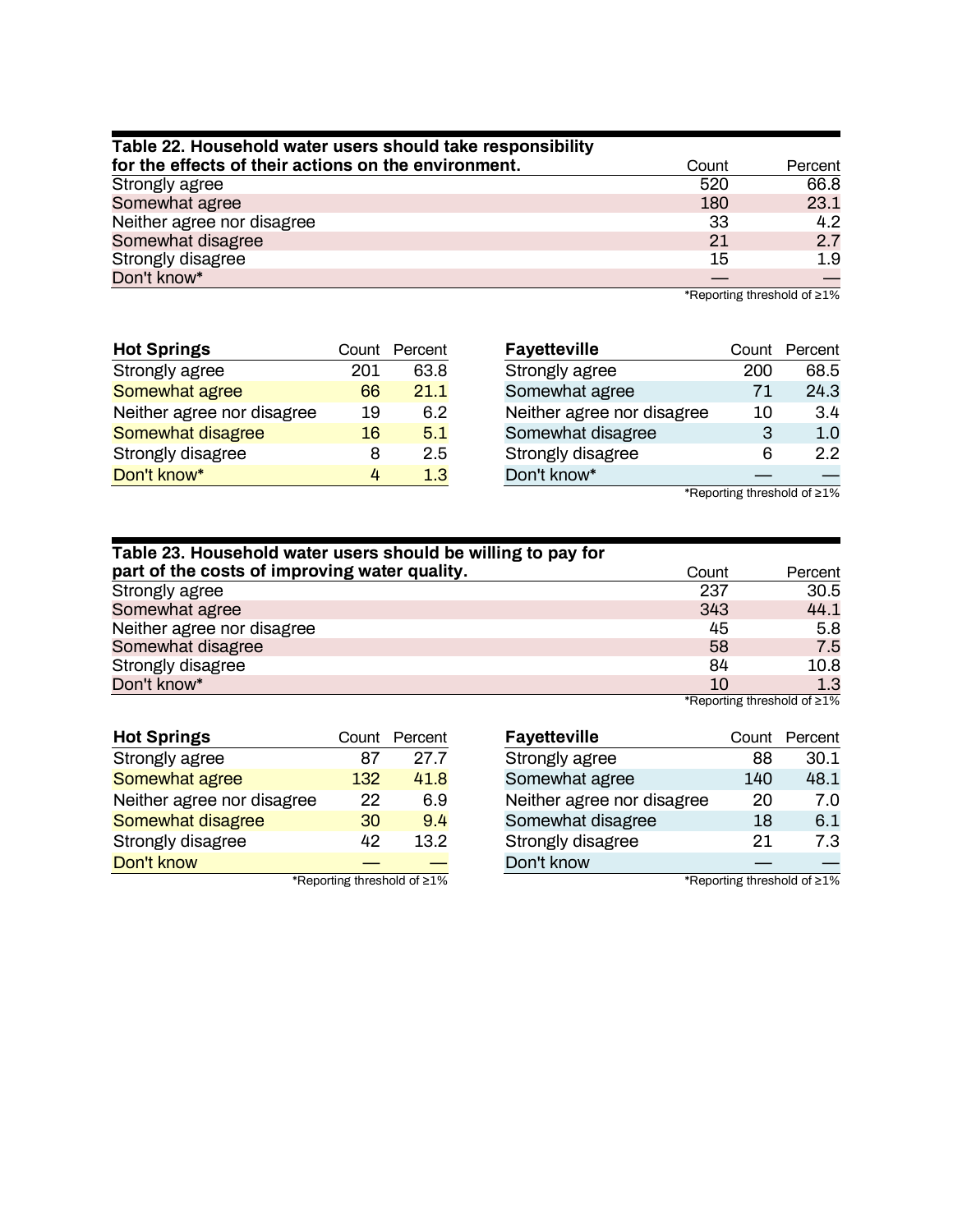| Table 22. Household water users should take responsibility for the effects of their actions on the environment. | Count | Percent |
|---|---|---|
| Strongly agree | 520 | 66.8 |
| Somewhat agree | 180 | 23.1 |
| Neither agree nor disagree | 33 | 4.2 |
| Somewhat disagree | 21 | 2.7 |
| Strongly disagree | 15 | 1.9 |
| Don't know* | — | — |

*Reporting threshold of ≥1%

| Hot Springs | Count | Percent |
|---|---|---|
| Strongly agree | 201 | 63.8 |
| Somewhat agree | 66 | 21.1 |
| Neither agree nor disagree | 19 | 6.2 |
| Somewhat disagree | 16 | 5.1 |
| Strongly disagree | 8 | 2.5 |
| Don't know* | 4 | 1.3 |

| Fayetteville | Count | Percent |
|---|---|---|
| Strongly agree | 200 | 68.5 |
| Somewhat agree | 71 | 24.3 |
| Neither agree nor disagree | 10 | 3.4 |
| Somewhat disagree | 3 | 1.0 |
| Strongly disagree | 6 | 2.2 |
| Don't know* | — | — |

*Reporting threshold of ≥1%

| Table 23. Household water users should be willing to pay for part of the costs of improving water quality. | Count | Percent |
|---|---|---|
| Strongly agree | 237 | 30.5 |
| Somewhat agree | 343 | 44.1 |
| Neither agree nor disagree | 45 | 5.8 |
| Somewhat disagree | 58 | 7.5 |
| Strongly disagree | 84 | 10.8 |
| Don't know* | 10 | 1.3 |

*Reporting threshold of ≥1%

| Hot Springs | Count | Percent |
|---|---|---|
| Strongly agree | 87 | 27.7 |
| Somewhat agree | 132 | 41.8 |
| Neither agree nor disagree | 22 | 6.9 |
| Somewhat disagree | 30 | 9.4 |
| Strongly disagree | 42 | 13.2 |
| Don't know | — | — |

*Reporting threshold of ≥1%

| Fayetteville | Count | Percent |
|---|---|---|
| Strongly agree | 88 | 30.1 |
| Somewhat agree | 140 | 48.1 |
| Neither agree nor disagree | 20 | 7.0 |
| Somewhat disagree | 18 | 6.1 |
| Strongly disagree | 21 | 7.3 |
| Don't know | — | — |

*Reporting threshold of ≥1%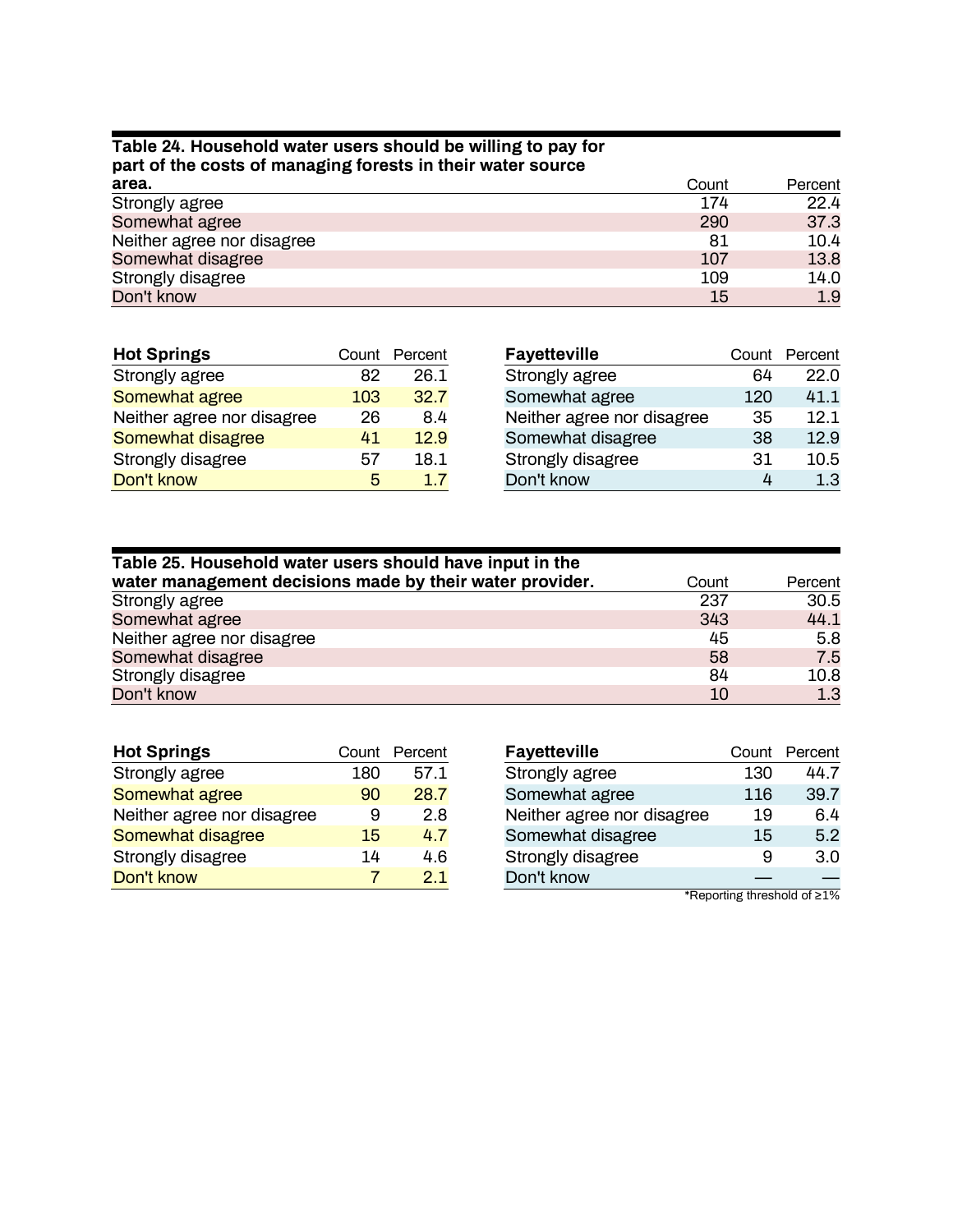**Table 24. Household water users should be willing to pay for part of the costs of managing forests in their water source area.**

| | Count | Percent |
|---|---|---|
| Strongly agree | 174 | 22.4 |
| Somewhat agree | 290 | 37.3 |
| Neither agree nor disagree | 81 | 10.4 |
| Somewhat disagree | 107 | 13.8 |
| Strongly disagree | 109 | 14.0 |
| Don't know | 15 | 1.9 |

| Hot Springs | Count | Percent |
|---|---|---|
| Strongly agree | 82 | 26.1 |
| Somewhat agree | 103 | 32.7 |
| Neither agree nor disagree | 26 | 8.4 |
| Somewhat disagree | 41 | 12.9 |
| Strongly disagree | 57 | 18.1 |
| Don't know | 5 | 1.7 |

| Fayetteville | Count | Percent |
|---|---|---|
| Strongly agree | 64 | 22.0 |
| Somewhat agree | 120 | 41.1 |
| Neither agree nor disagree | 35 | 12.1 |
| Somewhat disagree | 38 | 12.9 |
| Strongly disagree | 31 | 10.5 |
| Don't know | 4 | 1.3 |

**Table 25. Household water users should have input in the water management decisions made by their water provider.**

| | Count | Percent |
|---|---|---|
| Strongly agree | 237 | 30.5 |
| Somewhat agree | 343 | 44.1 |
| Neither agree nor disagree | 45 | 5.8 |
| Somewhat disagree | 58 | 7.5 |
| Strongly disagree | 84 | 10.8 |
| Don't know | 10 | 1.3 |

| Hot Springs | Count | Percent |
|---|---|---|
| Strongly agree | 180 | 57.1 |
| Somewhat agree | 90 | 28.7 |
| Neither agree nor disagree | 9 | 2.8 |
| Somewhat disagree | 15 | 4.7 |
| Strongly disagree | 14 | 4.6 |
| Don't know | 7 | 2.1 |

| Fayetteville | Count | Percent |
|---|---|---|
| Strongly agree | 130 | 44.7 |
| Somewhat agree | 116 | 39.7 |
| Neither agree nor disagree | 19 | 6.4 |
| Somewhat disagree | 15 | 5.2 |
| Strongly disagree | 9 | 3.0 |
| Don't know | — | — |

*Reporting threshold of ≥1%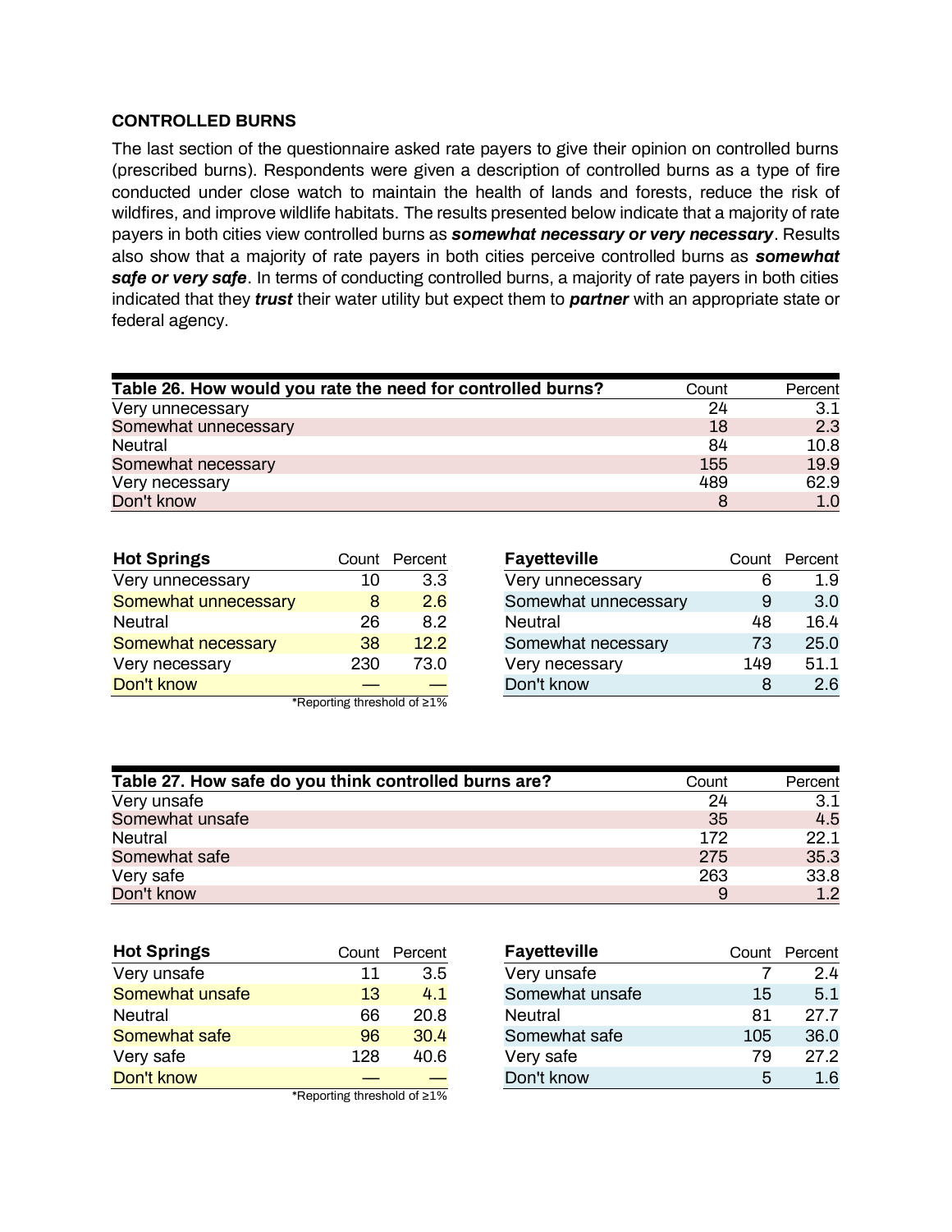## CONTROLLED BURNS

The last section of the questionnaire asked rate payers to give their opinion on controlled burns (prescribed burns). Respondents were given a description of controlled burns as a type of fire conducted under close watch to maintain the health of lands and forests, reduce the risk of wildfires, and improve wildlife habitats. The results presented below indicate that a majority of rate payers in both cities view controlled burns as ***somewhat necessary or very necessary***. Results also show that a majority of rate payers in both cities perceive controlled burns as ***somewhat safe or very safe***. In terms of conducting controlled burns, a majority of rate payers in both cities indicated that they ***trust*** their water utility but expect them to ***partner*** with an appropriate state or federal agency.

| Table 26. How would you rate the need for controlled burns? | Count | Percent |
|---|---|---|
| Very unnecessary | 24 | 3.1 |
| Somewhat unnecessary | 18 | 2.3 |
| Neutral | 84 | 10.8 |
| Somewhat necessary | 155 | 19.9 |
| Very necessary | 489 | 62.9 |
| Don't know | 8 | 1.0 |

| Hot Springs | Count | Percent |
|---|---|---|
| Very unnecessary | 10 | 3.3 |
| Somewhat unnecessary | 8 | 2.6 |
| Neutral | 26 | 8.2 |
| Somewhat necessary | 38 | 12.2 |
| Very necessary | 230 | 73.0 |
| Don't know | — | — |

*Reporting threshold of ≥1%

| Fayetteville | Count | Percent |
|---|---|---|
| Very unnecessary | 6 | 1.9 |
| Somewhat unnecessary | 9 | 3.0 |
| Neutral | 48 | 16.4 |
| Somewhat necessary | 73 | 25.0 |
| Very necessary | 149 | 51.1 |
| Don't know | 8 | 2.6 |

| Table 27. How safe do you think controlled burns are? | Count | Percent |
|---|---|---|
| Very unsafe | 24 | 3.1 |
| Somewhat unsafe | 35 | 4.5 |
| Neutral | 172 | 22.1 |
| Somewhat safe | 275 | 35.3 |
| Very safe | 263 | 33.8 |
| Don't know | 9 | 1.2 |

| Hot Springs | Count | Percent |
|---|---|---|
| Very unsafe | 11 | 3.5 |
| Somewhat unsafe | 13 | 4.1 |
| Neutral | 66 | 20.8 |
| Somewhat safe | 96 | 30.4 |
| Very safe | 128 | 40.6 |
| Don't know | — | — |

*Reporting threshold of ≥1%

| Fayetteville | Count | Percent |
|---|---|---|
| Very unsafe | 7 | 2.4 |
| Somewhat unsafe | 15 | 5.1 |
| Neutral | 81 | 27.7 |
| Somewhat safe | 105 | 36.0 |
| Very safe | 79 | 27.2 |
| Don't know | 5 | 1.6 |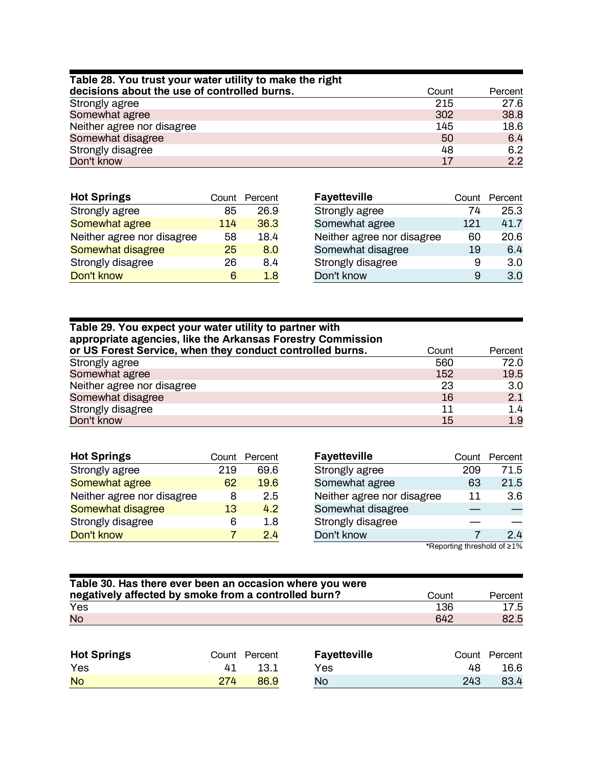| Table 28. You trust your water utility to make the right decisions about the use of controlled burns. | Count | Percent |
|---|---|---|
| Strongly agree | 215 | 27.6 |
| Somewhat agree | 302 | 38.8 |
| Neither agree nor disagree | 145 | 18.6 |
| Somewhat disagree | 50 | 6.4 |
| Strongly disagree | 48 | 6.2 |
| Don't know | 17 | 2.2 |

| Hot Springs | Count | Percent |
|---|---|---|
| Strongly agree | 85 | 26.9 |
| Somewhat agree | 114 | 36.3 |
| Neither agree nor disagree | 58 | 18.4 |
| Somewhat disagree | 25 | 8.0 |
| Strongly disagree | 26 | 8.4 |
| Don't know | 6 | 1.8 |

| Fayetteville | Count | Percent |
|---|---|---|
| Strongly agree | 74 | 25.3 |
| Somewhat agree | 121 | 41.7 |
| Neither agree nor disagree | 60 | 20.6 |
| Somewhat disagree | 19 | 6.4 |
| Strongly disagree | 9 | 3.0 |
| Don't know | 9 | 3.0 |

| Table 29. You expect your water utility to partner with appropriate agencies, like the Arkansas Forestry Commission or US Forest Service, when they conduct controlled burns. | Count | Percent |
|---|---|---|
| Strongly agree | 560 | 72.0 |
| Somewhat agree | 152 | 19.5 |
| Neither agree nor disagree | 23 | 3.0 |
| Somewhat disagree | 16 | 2.1 |
| Strongly disagree | 11 | 1.4 |
| Don't know | 15 | 1.9 |

| Hot Springs | Count | Percent |
|---|---|---|
| Strongly agree | 219 | 69.6 |
| Somewhat agree | 62 | 19.6 |
| Neither agree nor disagree | 8 | 2.5 |
| Somewhat disagree | 13 | 4.2 |
| Strongly disagree | 6 | 1.8 |
| Don't know | 7 | 2.4 |

| Fayetteville | Count | Percent |
|---|---|---|
| Strongly agree | 209 | 71.5 |
| Somewhat agree | 63 | 21.5 |
| Neither agree nor disagree | 11 | 3.6 |
| Somewhat disagree | — | — |
| Strongly disagree | — | — |
| Don't know | 7 | 2.4 |

*Reporting threshold of ≥1%

| Table 30. Has there ever been an occasion where you were negatively affected by smoke from a controlled burn? | Count | Percent |
|---|---|---|
| Yes | 136 | 17.5 |
| No | 642 | 82.5 |

| Hot Springs | Count | Percent |
|---|---|---|
| Yes | 41 | 13.1 |
| No | 274 | 86.9 |

| Fayetteville | Count | Percent |
|---|---|---|
| Yes | 48 | 16.6 |
| No | 243 | 83.4 |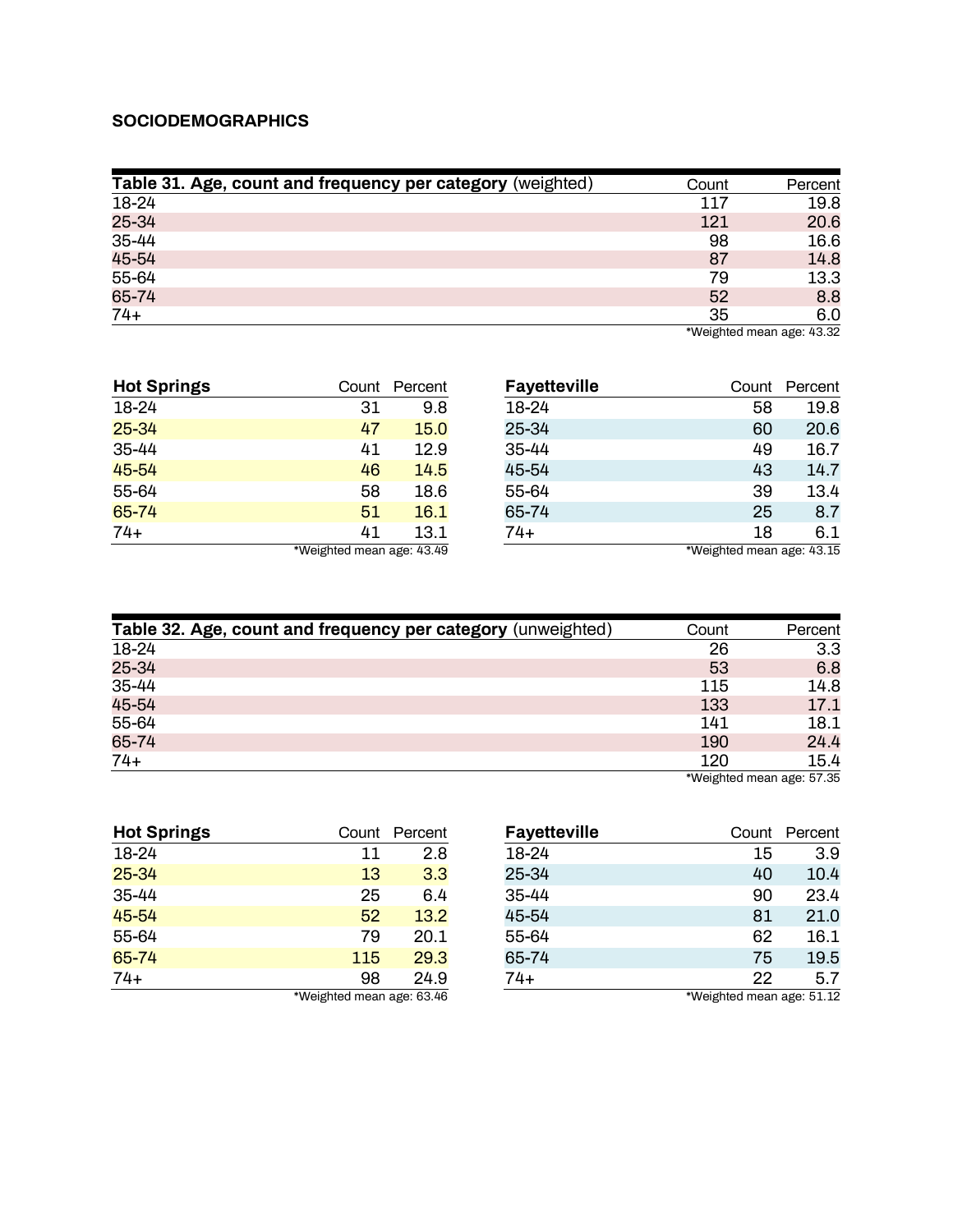## SOCIODEMOGRAPHICS

| **Table 31. Age, count and frequency per category** (weighted) | Count | Percent |
|---|---|---|
| 18-24 | 117 | 19.8 |
| 25-34 | 121 | 20.6 |
| 35-44 | 98 | 16.6 |
| 45-54 | 87 | 14.8 |
| 55-64 | 79 | 13.3 |
| 65-74 | 52 | 8.8 |
| 74+ | 35 | 6.0 |

*Weighted mean age: 43.32

| **Hot Springs** | Count | Percent |
|---|---|---|
| 18-24 | 31 | 9.8 |
| 25-34 | 47 | 15.0 |
| 35-44 | 41 | 12.9 |
| 45-54 | 46 | 14.5 |
| 55-64 | 58 | 18.6 |
| 65-74 | 51 | 16.1 |
| 74+ | 41 | 13.1 |

*Weighted mean age: 43.49

| **Fayetteville** | Count | Percent |
|---|---|---|
| 18-24 | 58 | 19.8 |
| 25-34 | 60 | 20.6 |
| 35-44 | 49 | 16.7 |
| 45-54 | 43 | 14.7 |
| 55-64 | 39 | 13.4 |
| 65-74 | 25 | 8.7 |
| 74+ | 18 | 6.1 |

*Weighted mean age: 43.15

| **Table 32. Age, count and frequency per category** (unweighted) | Count | Percent |
|---|---|---|
| 18-24 | 26 | 3.3 |
| 25-34 | 53 | 6.8 |
| 35-44 | 115 | 14.8 |
| 45-54 | 133 | 17.1 |
| 55-64 | 141 | 18.1 |
| 65-74 | 190 | 24.4 |
| 74+ | 120 | 15.4 |

*Weighted mean age: 57.35

| **Hot Springs** | Count | Percent |
|---|---|---|
| 18-24 | 11 | 2.8 |
| 25-34 | 13 | 3.3 |
| 35-44 | 25 | 6.4 |
| 45-54 | 52 | 13.2 |
| 55-64 | 79 | 20.1 |
| 65-74 | 115 | 29.3 |
| 74+ | 98 | 24.9 |

*Weighted mean age: 63.46

| **Fayetteville** | Count | Percent |
|---|---|---|
| 18-24 | 15 | 3.9 |
| 25-34 | 40 | 10.4 |
| 35-44 | 90 | 23.4 |
| 45-54 | 81 | 21.0 |
| 55-64 | 62 | 16.1 |
| 65-74 | 75 | 19.5 |
| 74+ | 22 | 5.7 |

*Weighted mean age: 51.12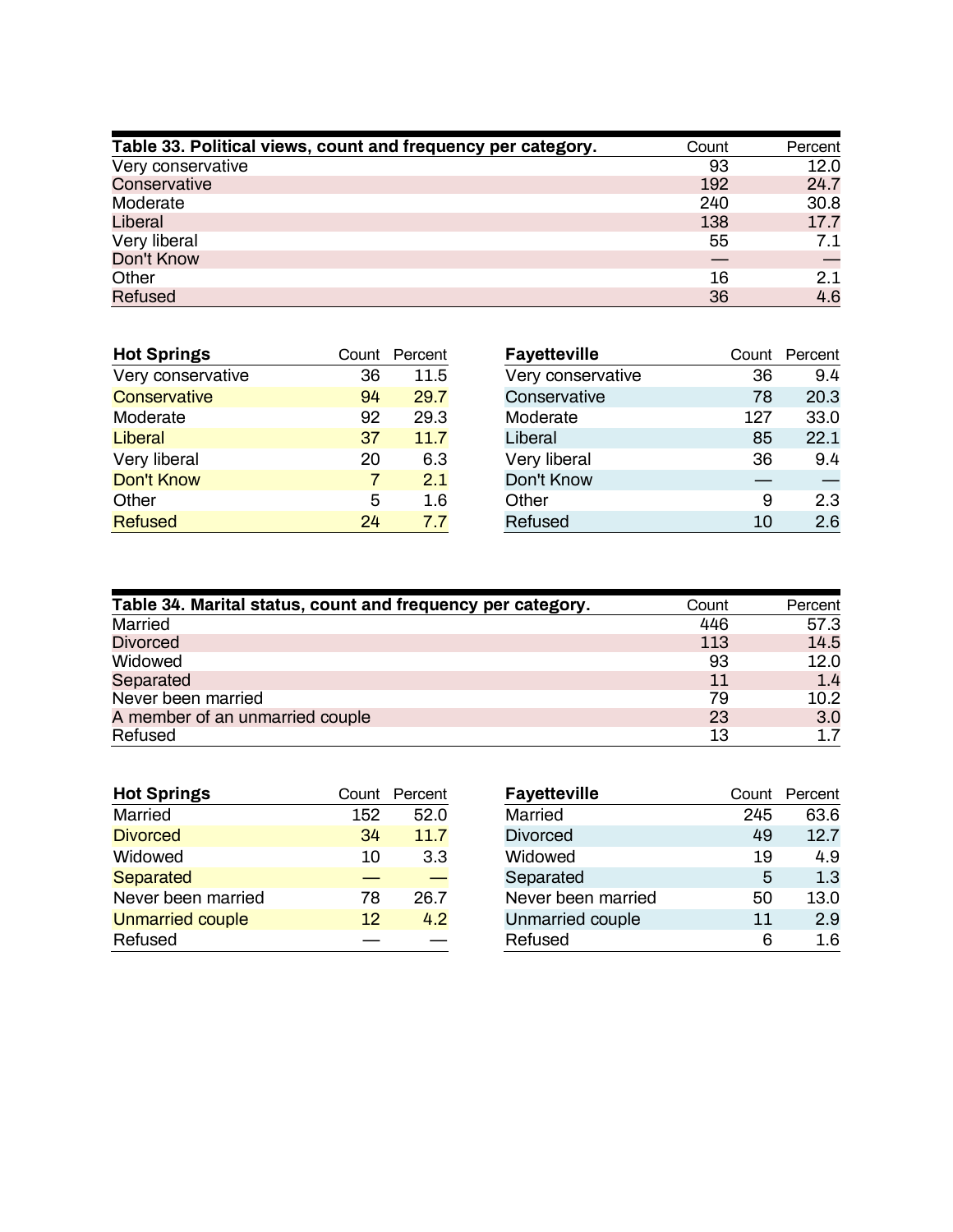| Table 33. Political views, count and frequency per category. | Count | Percent |
| --- | --- | --- |
| Very conservative | 93 | 12.0 |
| Conservative | 192 | 24.7 |
| Moderate | 240 | 30.8 |
| Liberal | 138 | 17.7 |
| Very liberal | 55 | 7.1 |
| Don't Know | — | — |
| Other | 16 | 2.1 |
| Refused | 36 | 4.6 |

| Hot Springs | Count | Percent |
| --- | --- | --- |
| Very conservative | 36 | 11.5 |
| Conservative | 94 | 29.7 |
| Moderate | 92 | 29.3 |
| Liberal | 37 | 11.7 |
| Very liberal | 20 | 6.3 |
| Don't Know | 7 | 2.1 |
| Other | 5 | 1.6 |
| Refused | 24 | 7.7 |

| Fayetteville | Count | Percent |
| --- | --- | --- |
| Very conservative | 36 | 9.4 |
| Conservative | 78 | 20.3 |
| Moderate | 127 | 33.0 |
| Liberal | 85 | 22.1 |
| Very liberal | 36 | 9.4 |
| Don't Know | — | — |
| Other | 9 | 2.3 |
| Refused | 10 | 2.6 |

| Table 34. Marital status, count and frequency per category. | Count | Percent |
| --- | --- | --- |
| Married | 446 | 57.3 |
| Divorced | 113 | 14.5 |
| Widowed | 93 | 12.0 |
| Separated | 11 | 1.4 |
| Never been married | 79 | 10.2 |
| A member of an unmarried couple | 23 | 3.0 |
| Refused | 13 | 1.7 |

| Hot Springs | Count | Percent |
| --- | --- | --- |
| Married | 152 | 52.0 |
| Divorced | 34 | 11.7 |
| Widowed | 10 | 3.3 |
| Separated | — | — |
| Never been married | 78 | 26.7 |
| Unmarried couple | 12 | 4.2 |
| Refused | — | — |

| Fayetteville | Count | Percent |
| --- | --- | --- |
| Married | 245 | 63.6 |
| Divorced | 49 | 12.7 |
| Widowed | 19 | 4.9 |
| Separated | 5 | 1.3 |
| Never been married | 50 | 13.0 |
| Unmarried couple | 11 | 2.9 |
| Refused | 6 | 1.6 |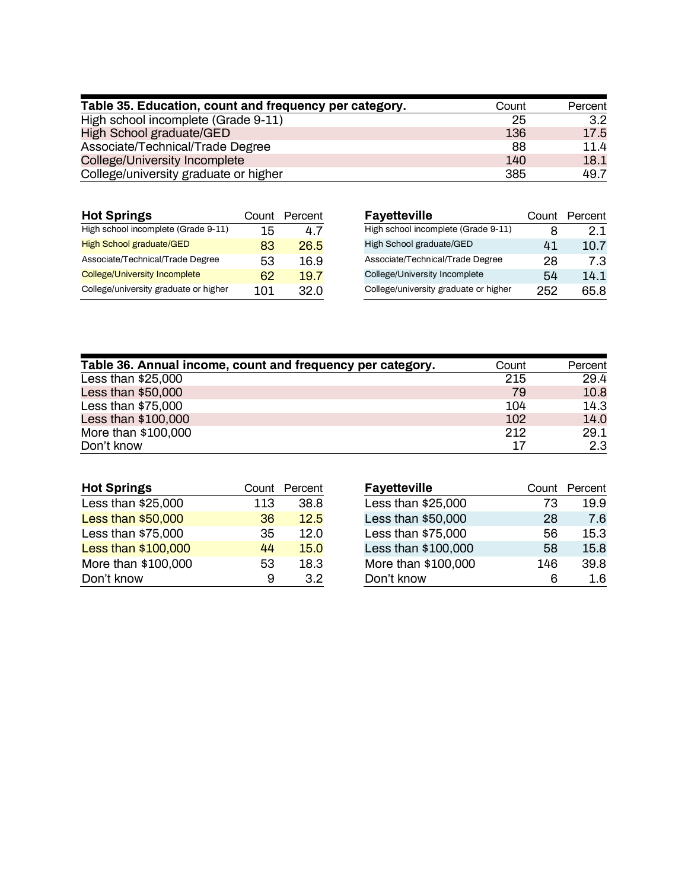**Table 35. Education, count and frequency per category.**

| | Count | Percent |
|---|---|---|
| High school incomplete (Grade 9-11) | 25 | 3.2 |
| High School graduate/GED | 136 | 17.5 |
| Associate/Technical/Trade Degree | 88 | 11.4 |
| College/University Incomplete | 140 | 18.1 |
| College/university graduate or higher | 385 | 49.7 |

| Hot Springs | Count | Percent |
|---|---|---|
| High school incomplete (Grade 9-11) | 15 | 4.7 |
| High School graduate/GED | 83 | 26.5 |
| Associate/Technical/Trade Degree | 53 | 16.9 |
| College/University Incomplete | 62 | 19.7 |
| College/university graduate or higher | 101 | 32.0 |

| Fayetteville | Count | Percent |
|---|---|---|
| High school incomplete (Grade 9-11) | 8 | 2.1 |
| High School graduate/GED | 41 | 10.7 |
| Associate/Technical/Trade Degree | 28 | 7.3 |
| College/University Incomplete | 54 | 14.1 |
| College/university graduate or higher | 252 | 65.8 |

**Table 36. Annual income, count and frequency per category.**

| | Count | Percent |
|---|---|---|
| Less than $25,000 | 215 | 29.4 |
| Less than $50,000 | 79 | 10.8 |
| Less than $75,000 | 104 | 14.3 |
| Less than $100,000 | 102 | 14.0 |
| More than $100,000 | 212 | 29.1 |
| Don't know | 17 | 2.3 |

| Hot Springs | Count | Percent |
|---|---|---|
| Less than $25,000 | 113 | 38.8 |
| Less than $50,000 | 36 | 12.5 |
| Less than $75,000 | 35 | 12.0 |
| Less than $100,000 | 44 | 15.0 |
| More than $100,000 | 53 | 18.3 |
| Don't know | 9 | 3.2 |

| Fayetteville | Count | Percent |
|---|---|---|
| Less than $25,000 | 73 | 19.9 |
| Less than $50,000 | 28 | 7.6 |
| Less than $75,000 | 56 | 15.3 |
| Less than $100,000 | 58 | 15.8 |
| More than $100,000 | 146 | 39.8 |
| Don't know | 6 | 1.6 |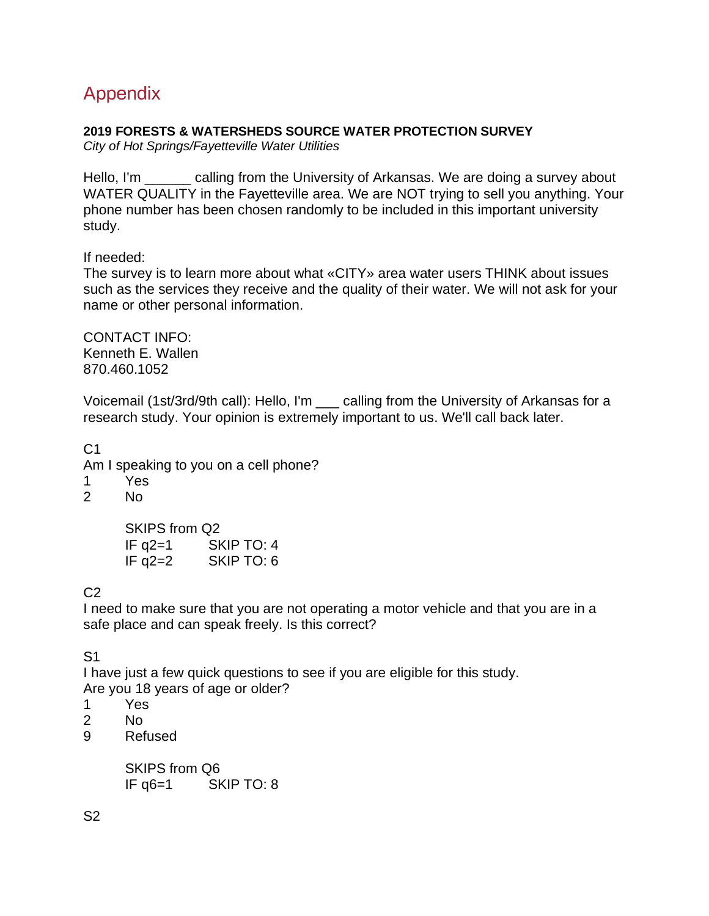# Appendix

**2019 FORESTS & WATERSHEDS SOURCE WATER PROTECTION SURVEY**
*City of Hot Springs/Fayetteville Water Utilities*

Hello, I'm ______ calling from the University of Arkansas. We are doing a survey about WATER QUALITY in the Fayetteville area. We are NOT trying to sell you anything. Your phone number has been chosen randomly to be included in this important university study.

If needed:
The survey is to learn more about what «CITY» area water users THINK about issues such as the services they receive and the quality of their water. We will not ask for your name or other personal information.

CONTACT INFO:
Kenneth E. Wallen
870.460.1052

Voicemail (1st/3rd/9th call): Hello, I'm ___ calling from the University of Arkansas for a research study. Your opinion is extremely important to us. We'll call back later.

C1
Am I speaking to you on a cell phone?
1 Yes
2 No

SKIPS from Q2
IF q2=1 SKIP TO: 4
IF q2=2 SKIP TO: 6

C2
I need to make sure that you are not operating a motor vehicle and that you are in a safe place and can speak freely. Is this correct?

S1
I have just a few quick questions to see if you are eligible for this study.
Are you 18 years of age or older?
1 Yes
2 No
9 Refused

SKIPS from Q6
IF q6=1 SKIP TO: 8

S2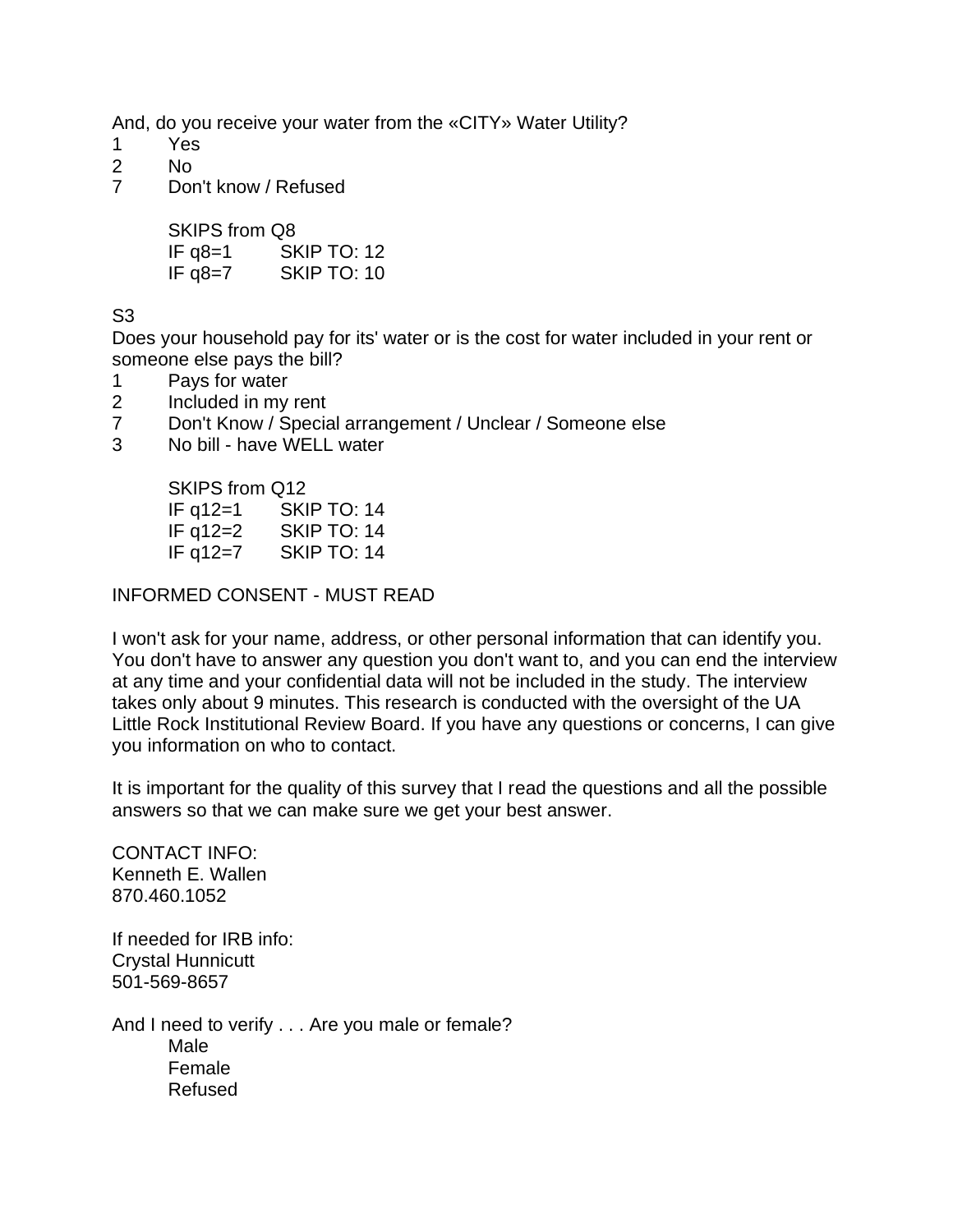And, do you receive your water from the «CITY» Water Utility?

1 Yes
2 No
7 Don't know / Refused

SKIPS from Q8
IF q8=1 SKIP TO: 12
IF q8=7 SKIP TO: 10

S3

Does your household pay for its' water or is the cost for water included in your rent or someone else pays the bill?

1 Pays for water
2 Included in my rent
7 Don't Know / Special arrangement / Unclear / Someone else
3 No bill - have WELL water

SKIPS from Q12
IF q12=1 SKIP TO: 14
IF q12=2 SKIP TO: 14
IF q12=7 SKIP TO: 14

INFORMED CONSENT - MUST READ

I won't ask for your name, address, or other personal information that can identify you. You don't have to answer any question you don't want to, and you can end the interview at any time and your confidential data will not be included in the study. The interview takes only about 9 minutes. This research is conducted with the oversight of the UA Little Rock Institutional Review Board. If you have any questions or concerns, I can give you information on who to contact.

It is important for the quality of this survey that I read the questions and all the possible answers so that we can make sure we get your best answer.

CONTACT INFO:
Kenneth E. Wallen
870.460.1052

If needed for IRB info:
Crystal Hunnicutt
501-569-8657

And I need to verify . . . Are you male or female?

Male
Female
Refused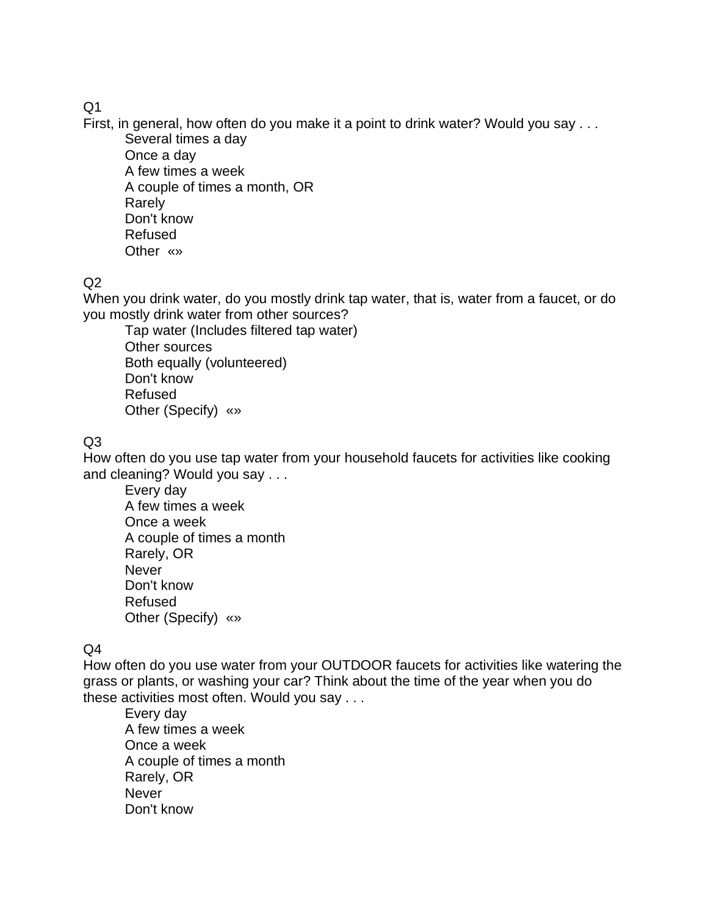Q1

First, in general, how often do you make it a point to drink water? Would you say . . .

- Several times a day
- Once a day
- A few times a week
- A couple of times a month, OR
- Rarely
- Don't know
- Refused
- Other «»

Q2

When you drink water, do you mostly drink tap water, that is, water from a faucet, or do you mostly drink water from other sources?

- Tap water (Includes filtered tap water)
- Other sources
- Both equally (volunteered)
- Don't know
- Refused
- Other (Specify) «»

Q3

How often do you use tap water from your household faucets for activities like cooking and cleaning? Would you say . . .

- Every day
- A few times a week
- Once a week
- A couple of times a month
- Rarely, OR
- Never
- Don't know
- Refused
- Other (Specify) «»

Q4

How often do you use water from your OUTDOOR faucets for activities like watering the grass or plants, or washing your car? Think about the time of the year when you do these activities most often. Would you say . . .

- Every day
- A few times a week
- Once a week
- A couple of times a month
- Rarely, OR
- Never
- Don't know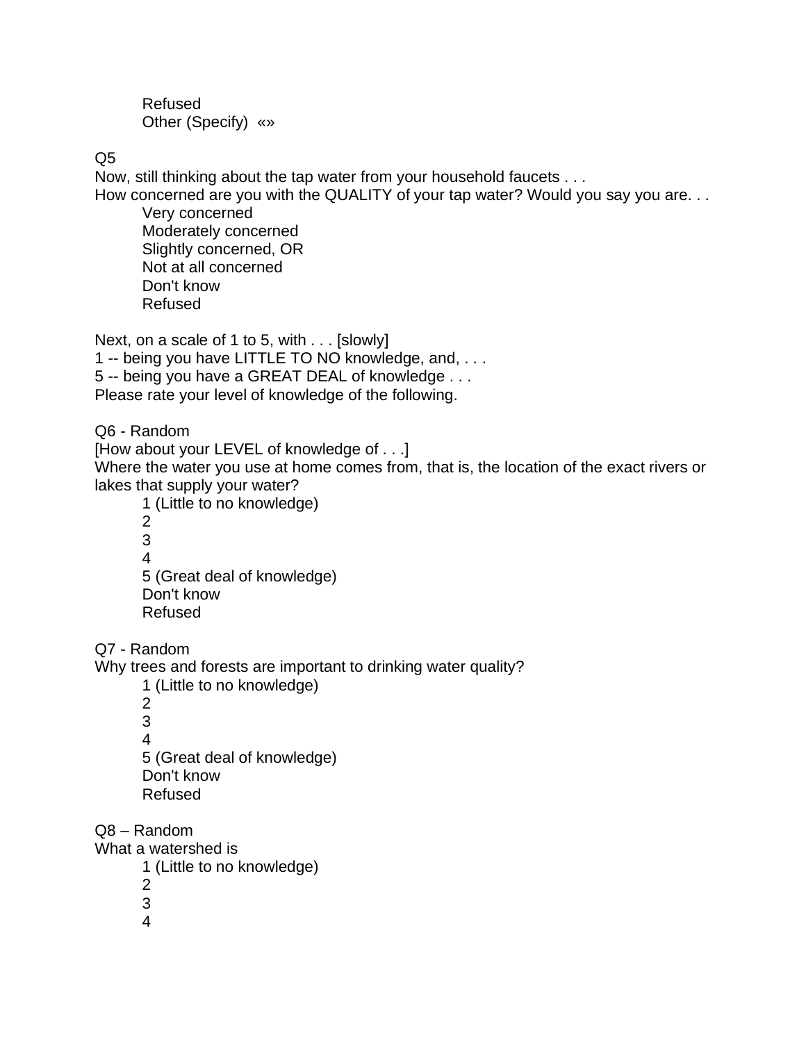Refused
Other (Specify) «»

Q5
Now, still thinking about the tap water from your household faucets . . .
How concerned are you with the QUALITY of your tap water? Would you say you are. . .

Very concerned
Moderately concerned
Slightly concerned, OR
Not at all concerned
Don't know
Refused

Next, on a scale of 1 to 5, with . . . [slowly]
1 -- being you have LITTLE TO NO knowledge, and, . . .
5 -- being you have a GREAT DEAL of knowledge . . .
Please rate your level of knowledge of the following.

Q6 - Random
[How about your LEVEL of knowledge of . . .]
Where the water you use at home comes from, that is, the location of the exact rivers or lakes that supply your water?

1 (Little to no knowledge)
2
3
4
5 (Great deal of knowledge)
Don't know
Refused

Q7 - Random
Why trees and forests are important to drinking water quality?

1 (Little to no knowledge)
2
3
4
5 (Great deal of knowledge)
Don't know
Refused

Q8 – Random
What a watershed is

1 (Little to no knowledge)
2
3
4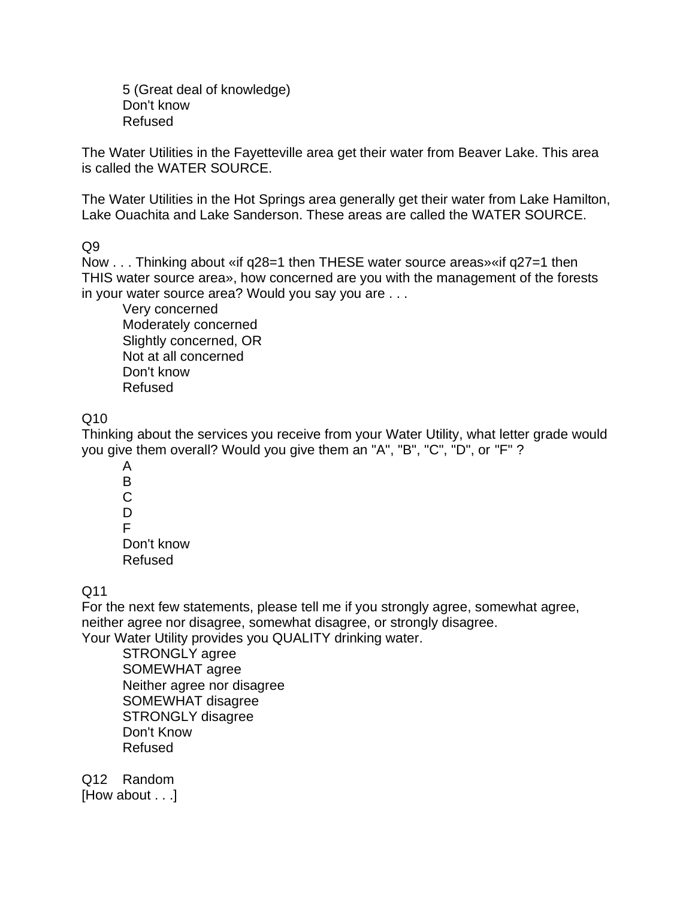5 (Great deal of knowledge)
Don't know
Refused

The Water Utilities in the Fayetteville area get their water from Beaver Lake. This area is called the WATER SOURCE.

The Water Utilities in the Hot Springs area generally get their water from Lake Hamilton, Lake Ouachita and Lake Sanderson. These areas are called the WATER SOURCE.

Q9
Now . . . Thinking about «if q28=1 then THESE water source areas»«if q27=1 then THIS water source area», how concerned are you with the management of the forests in your water source area? Would you say you are . . .

Very concerned
Moderately concerned
Slightly concerned, OR
Not at all concerned
Don't know
Refused

Q10
Thinking about the services you receive from your Water Utility, what letter grade would you give them overall? Would you give them an "A", "B", "C", "D", or "F" ?

A
B
C
D
F
Don't know
Refused

Q11
For the next few statements, please tell me if you strongly agree, somewhat agree, neither agree nor disagree, somewhat disagree, or strongly disagree.
Your Water Utility provides you QUALITY drinking water.

STRONGLY agree
SOMEWHAT agree
Neither agree nor disagree
SOMEWHAT disagree
STRONGLY disagree
Don't Know
Refused

Q12 Random
[How about . . .]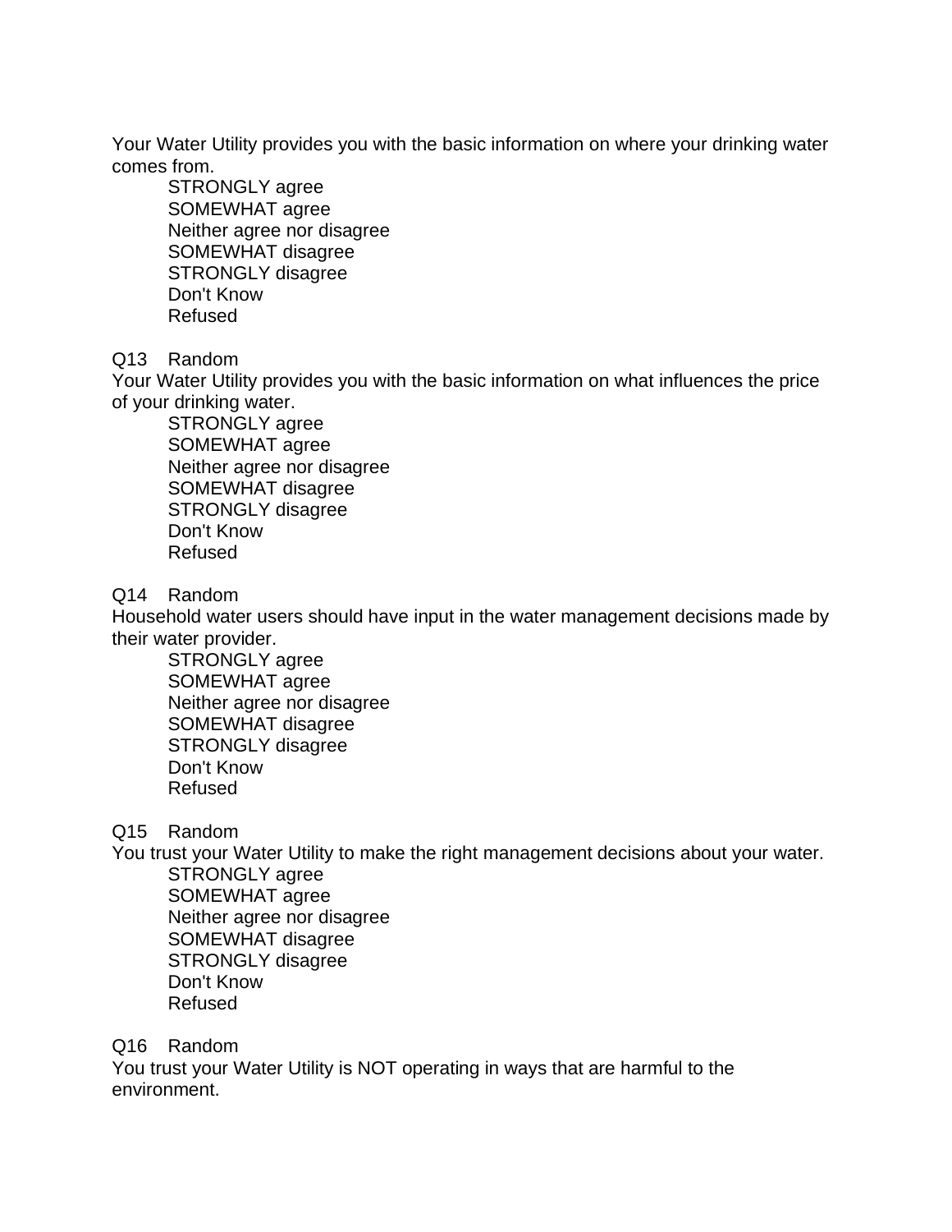Your Water Utility provides you with the basic information on where your drinking water comes from.

- STRONGLY agree
- SOMEWHAT agree
- Neither agree nor disagree
- SOMEWHAT disagree
- STRONGLY disagree
- Don't Know
- Refused

Q13 Random

Your Water Utility provides you with the basic information on what influences the price of your drinking water.

- STRONGLY agree
- SOMEWHAT agree
- Neither agree nor disagree
- SOMEWHAT disagree
- STRONGLY disagree
- Don't Know
- Refused

Q14 Random

Household water users should have input in the water management decisions made by their water provider.

- STRONGLY agree
- SOMEWHAT agree
- Neither agree nor disagree
- SOMEWHAT disagree
- STRONGLY disagree
- Don't Know
- Refused

Q15 Random

You trust your Water Utility to make the right management decisions about your water.

- STRONGLY agree
- SOMEWHAT agree
- Neither agree nor disagree
- SOMEWHAT disagree
- STRONGLY disagree
- Don't Know
- Refused

Q16 Random

You trust your Water Utility is NOT operating in ways that are harmful to the environment.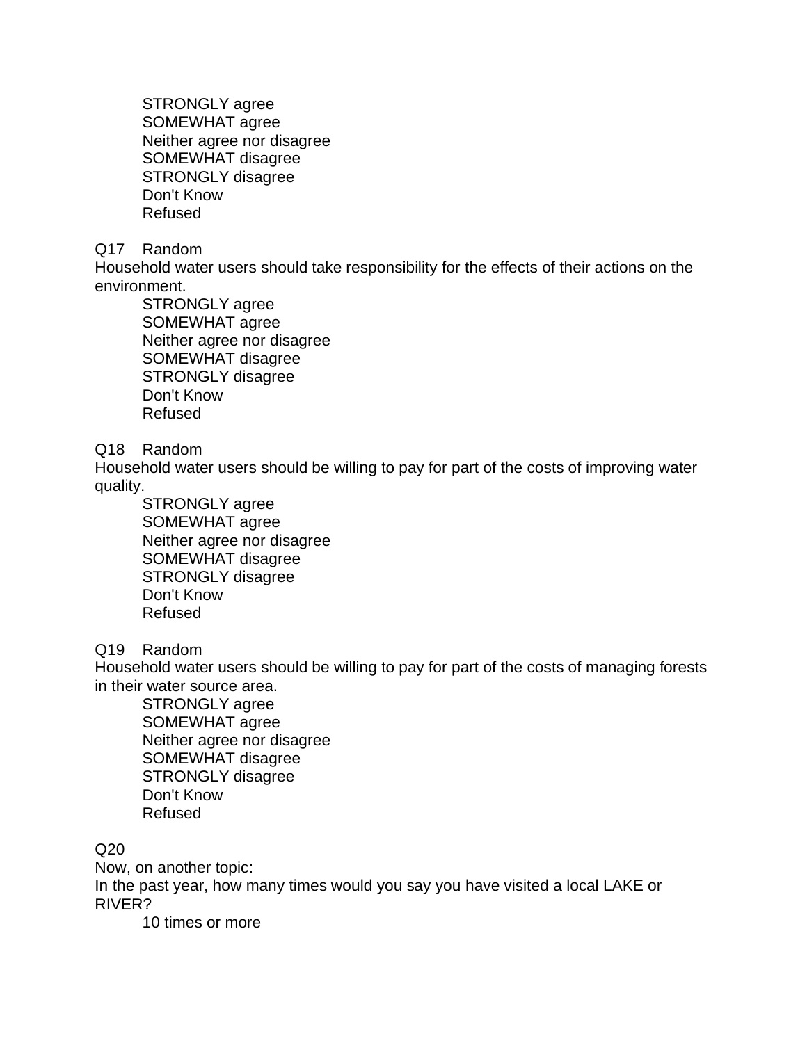STRONGLY agree
SOMEWHAT agree
Neither agree nor disagree
SOMEWHAT disagree
STRONGLY disagree
Don't Know
Refused

Q17 Random
Household water users should take responsibility for the effects of their actions on the environment.

STRONGLY agree
SOMEWHAT agree
Neither agree nor disagree
SOMEWHAT disagree
STRONGLY disagree
Don't Know
Refused

Q18 Random
Household water users should be willing to pay for part of the costs of improving water quality.

STRONGLY agree
SOMEWHAT agree
Neither agree nor disagree
SOMEWHAT disagree
STRONGLY disagree
Don't Know
Refused

Q19 Random
Household water users should be willing to pay for part of the costs of managing forests in their water source area.

STRONGLY agree
SOMEWHAT agree
Neither agree nor disagree
SOMEWHAT disagree
STRONGLY disagree
Don't Know
Refused

Q20
Now, on another topic:
In the past year, how many times would you say you have visited a local LAKE or RIVER?

10 times or more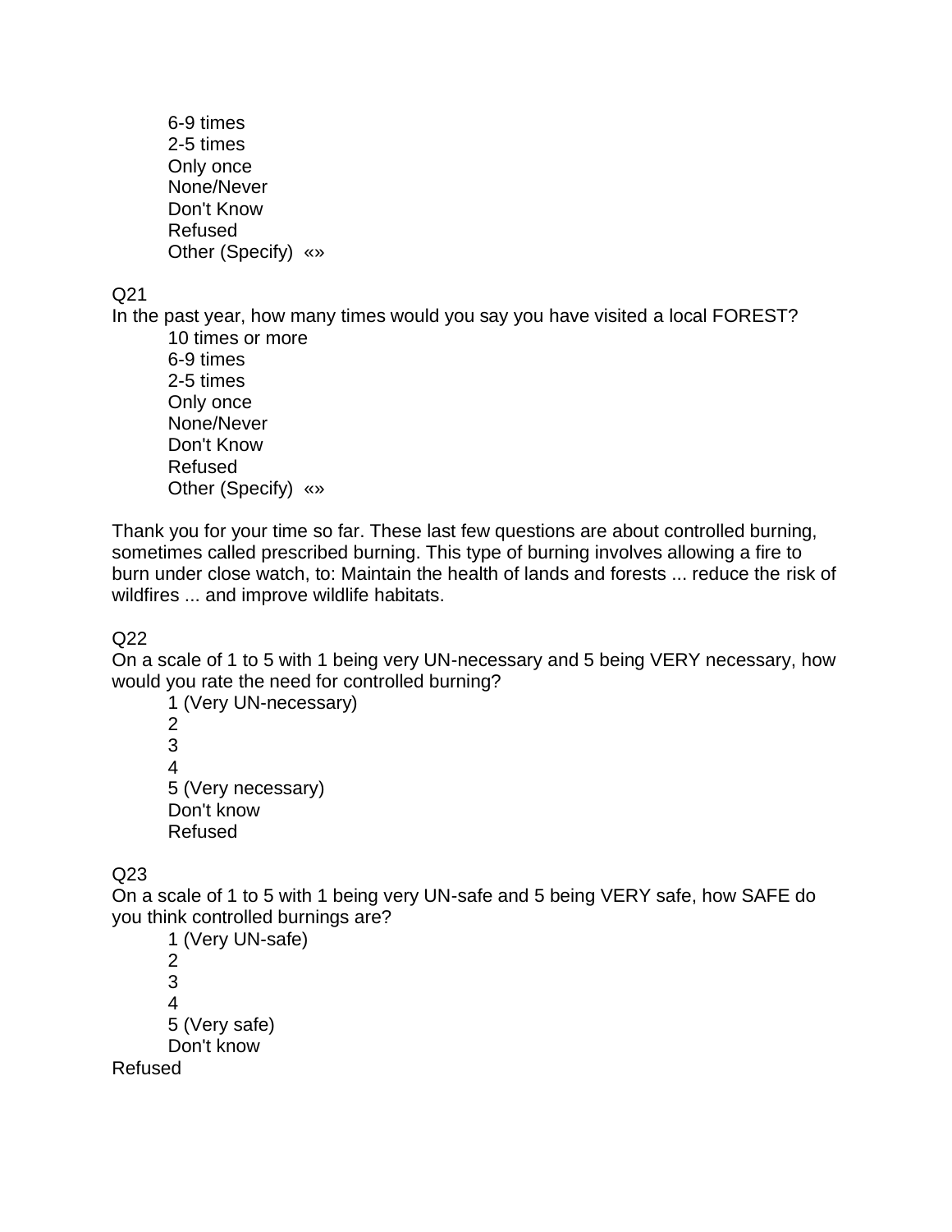6-9 times
2-5 times
Only once
None/Never
Don't Know
Refused
Other (Specify) «»

Q21
In the past year, how many times would you say you have visited a local FOREST?

10 times or more
6-9 times
2-5 times
Only once
None/Never
Don't Know
Refused
Other (Specify) «»

Thank you for your time so far. These last few questions are about controlled burning, sometimes called prescribed burning. This type of burning involves allowing a fire to burn under close watch, to: Maintain the health of lands and forests ... reduce the risk of wildfires ... and improve wildlife habitats.

Q22
On a scale of 1 to 5 with 1 being very UN-necessary and 5 being VERY necessary, how would you rate the need for controlled burning?

1 (Very UN-necessary)
2
3
4
5 (Very necessary)
Don't know
Refused

Q23
On a scale of 1 to 5 with 1 being very UN-safe and 5 being VERY safe, how SAFE do you think controlled burnings are?

1 (Very UN-safe)
2
3
4
5 (Very safe)
Don't know
Refused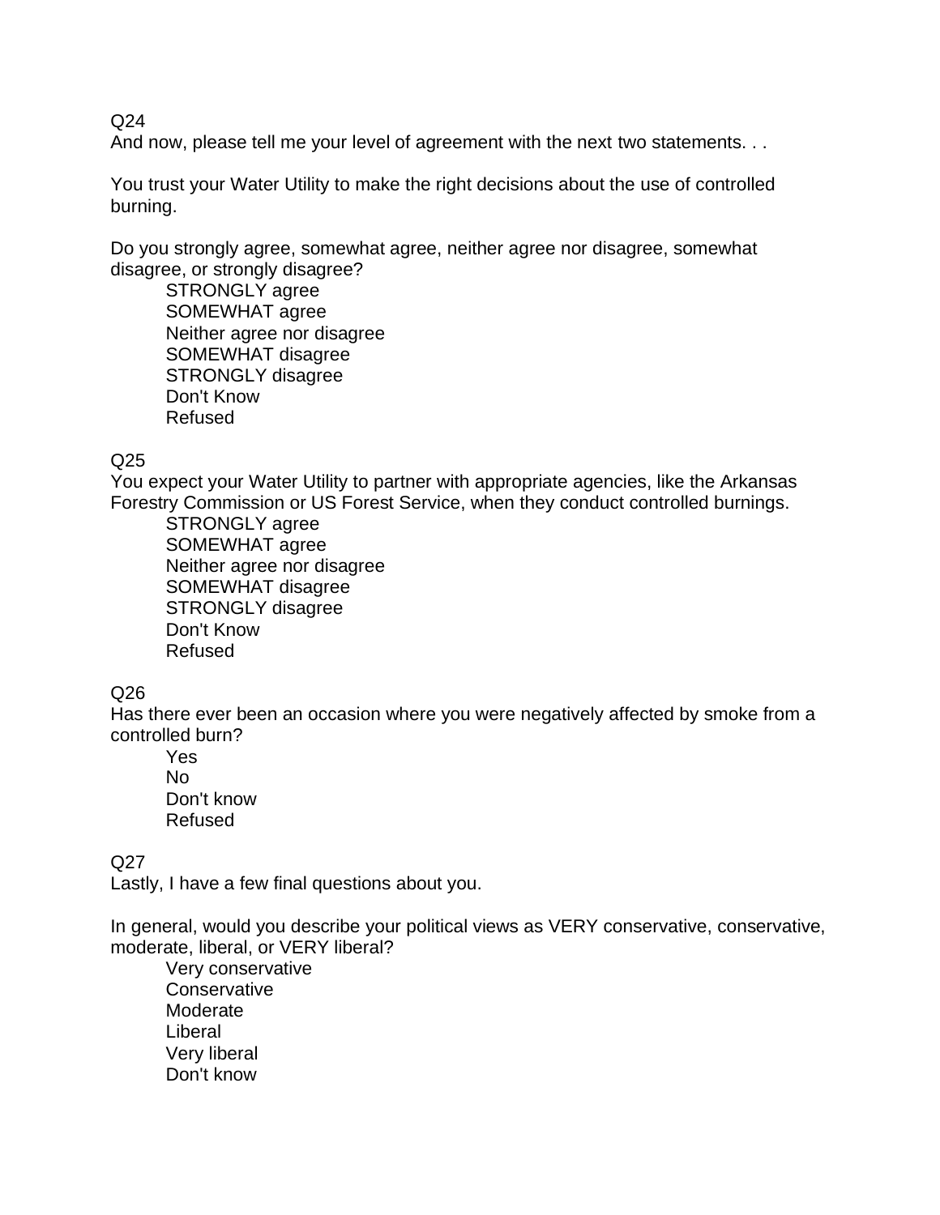Q24

And now, please tell me your level of agreement with the next two statements. . .

You trust your Water Utility to make the right decisions about the use of controlled burning.

Do you strongly agree, somewhat agree, neither agree nor disagree, somewhat disagree, or strongly disagree?

- STRONGLY agree
- SOMEWHAT agree
- Neither agree nor disagree
- SOMEWHAT disagree
- STRONGLY disagree
- Don't Know
- Refused

Q25

You expect your Water Utility to partner with appropriate agencies, like the Arkansas Forestry Commission or US Forest Service, when they conduct controlled burnings.

- STRONGLY agree
- SOMEWHAT agree
- Neither agree nor disagree
- SOMEWHAT disagree
- STRONGLY disagree
- Don't Know
- Refused

Q26

Has there ever been an occasion where you were negatively affected by smoke from a controlled burn?

- Yes
- No
- Don't know
- Refused

Q27

Lastly, I have a few final questions about you.

In general, would you describe your political views as VERY conservative, conservative, moderate, liberal, or VERY liberal?

- Very conservative
- Conservative
- Moderate
- Liberal
- Very liberal
- Don't know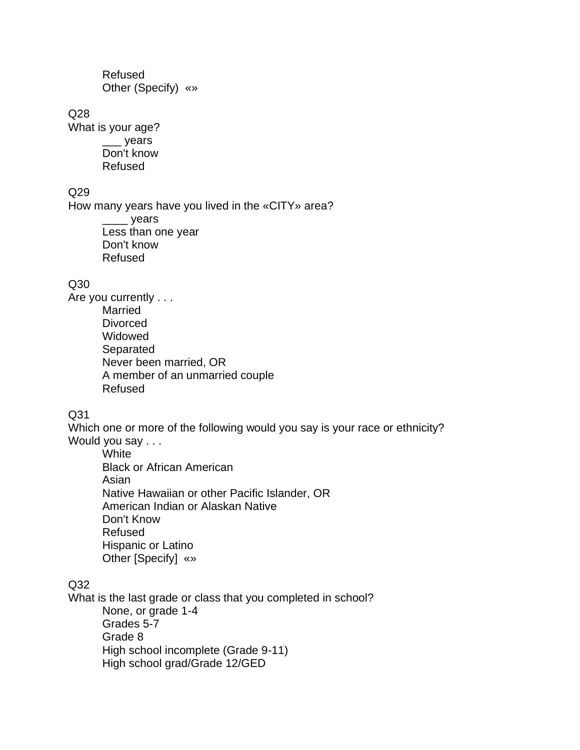Refused
Other (Specify) «»

Q28
What is your age?
___ years
Don't know
Refused

Q29
How many years have you lived in the «CITY» area?
____ years
Less than one year
Don't know
Refused

Q30
Are you currently . . .
Married
Divorced
Widowed
Separated
Never been married, OR
A member of an unmarried couple
Refused

Q31
Which one or more of the following would you say is your race or ethnicity? Would you say . . .
White
Black or African American
Asian
Native Hawaiian or other Pacific Islander, OR
American Indian or Alaskan Native
Don't Know
Refused
Hispanic or Latino
Other [Specify] «»

Q32
What is the last grade or class that you completed in school?
None, or grade 1-4
Grades 5-7
Grade 8
High school incomplete (Grade 9-11)
High school grad/Grade 12/GED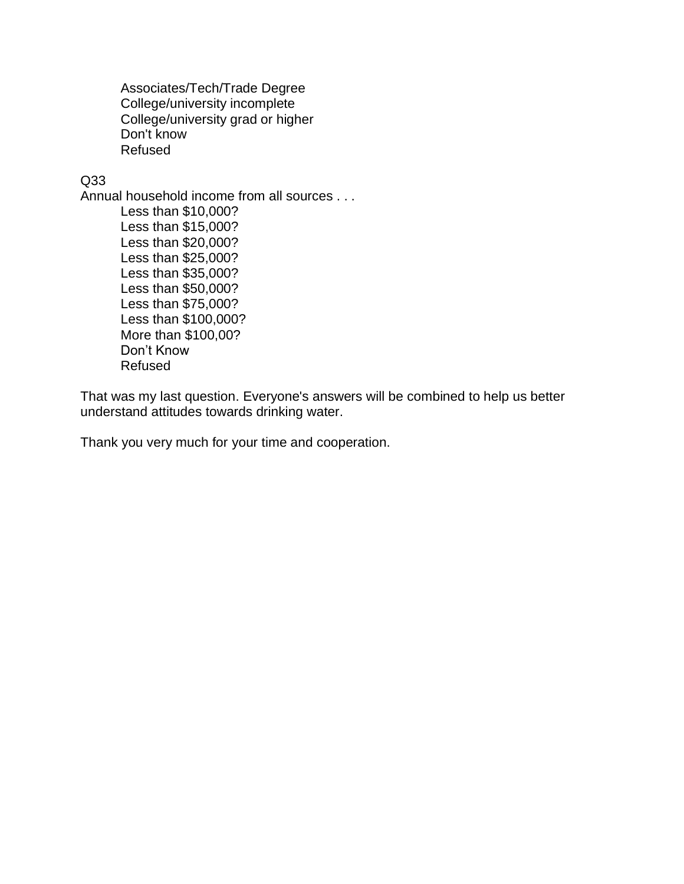Associates/Tech/Trade Degree
College/university incomplete
College/university grad or higher
Don't know
Refused

Q33
Annual household income from all sources . . .
Less than $10,000?
Less than $15,000?
Less than $20,000?
Less than $25,000?
Less than $35,000?
Less than $50,000?
Less than $75,000?
Less than $100,000?
More than $100,00?
Don't Know
Refused

That was my last question. Everyone's answers will be combined to help us better understand attitudes towards drinking water.

Thank you very much for your time and cooperation.